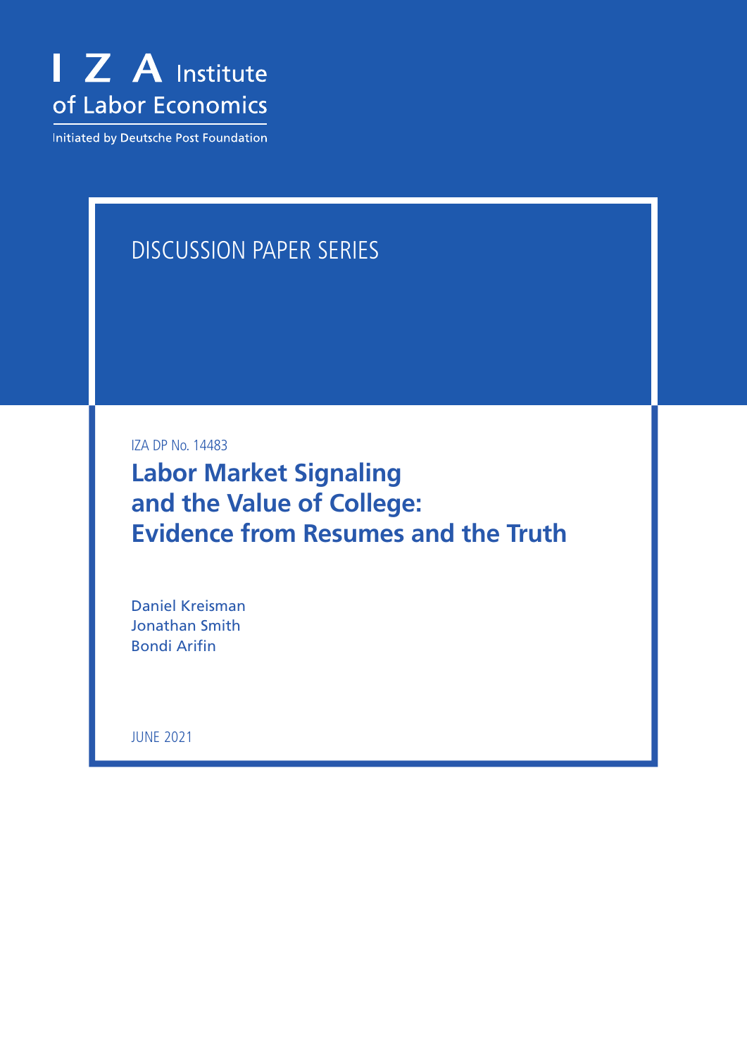I Z A Institute of Labor Economics

Initiated by Deutsche Post Foundation

DISCUSSION PAPER SERIES

IZA DP No. 14483

# Labor Market Signaling and the Value of College: Evidence from Resumes and the Truth

Daniel Kreisman
Jonathan Smith
Bondi Arifin

JUNE 2021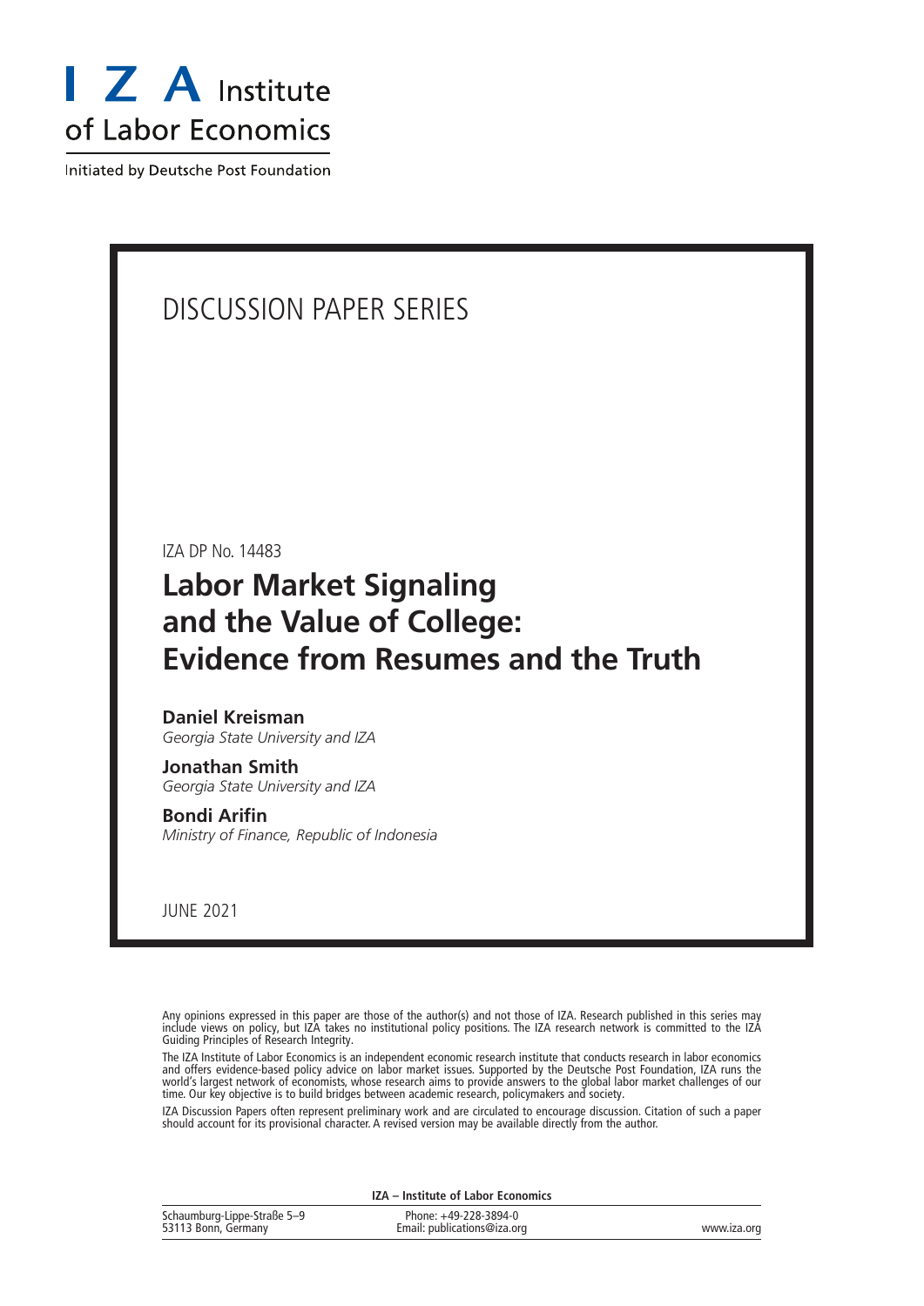I Z A Institute
of Labor Economics

Initiated by Deutsche Post Foundation

# DISCUSSION PAPER SERIES

IZA DP No. 14483

## Labor Market Signaling and the Value of College: Evidence from Resumes and the Truth

**Daniel Kreisman**
*Georgia State University and IZA*

**Jonathan Smith**
*Georgia State University and IZA*

**Bondi Arifin**
*Ministry of Finance, Republic of Indonesia*

JUNE 2021

Any opinions expressed in this paper are those of the author(s) and not those of IZA. Research published in this series may include views on policy, but IZA takes no institutional policy positions. The IZA research network is committed to the IZA Guiding Principles of Research Integrity.

The IZA Institute of Labor Economics is an independent economic research institute that conducts research in labor economics and offers evidence-based policy advice on labor market issues. Supported by the Deutsche Post Foundation, IZA runs the world's largest network of economists, whose research aims to provide answers to the global labor market challenges of our time. Our key objective is to build bridges between academic research, policymakers and society.

IZA Discussion Papers often represent preliminary work and are circulated to encourage discussion. Citation of such a paper should account for its provisional character. A revised version may be available directly from the author.

**IZA – Institute of Labor Economics**

Schaumburg-Lippe-Straße 5–9
53113 Bonn, Germany

Phone: +49-228-3894-0
Email: publications@iza.org

www.iza.org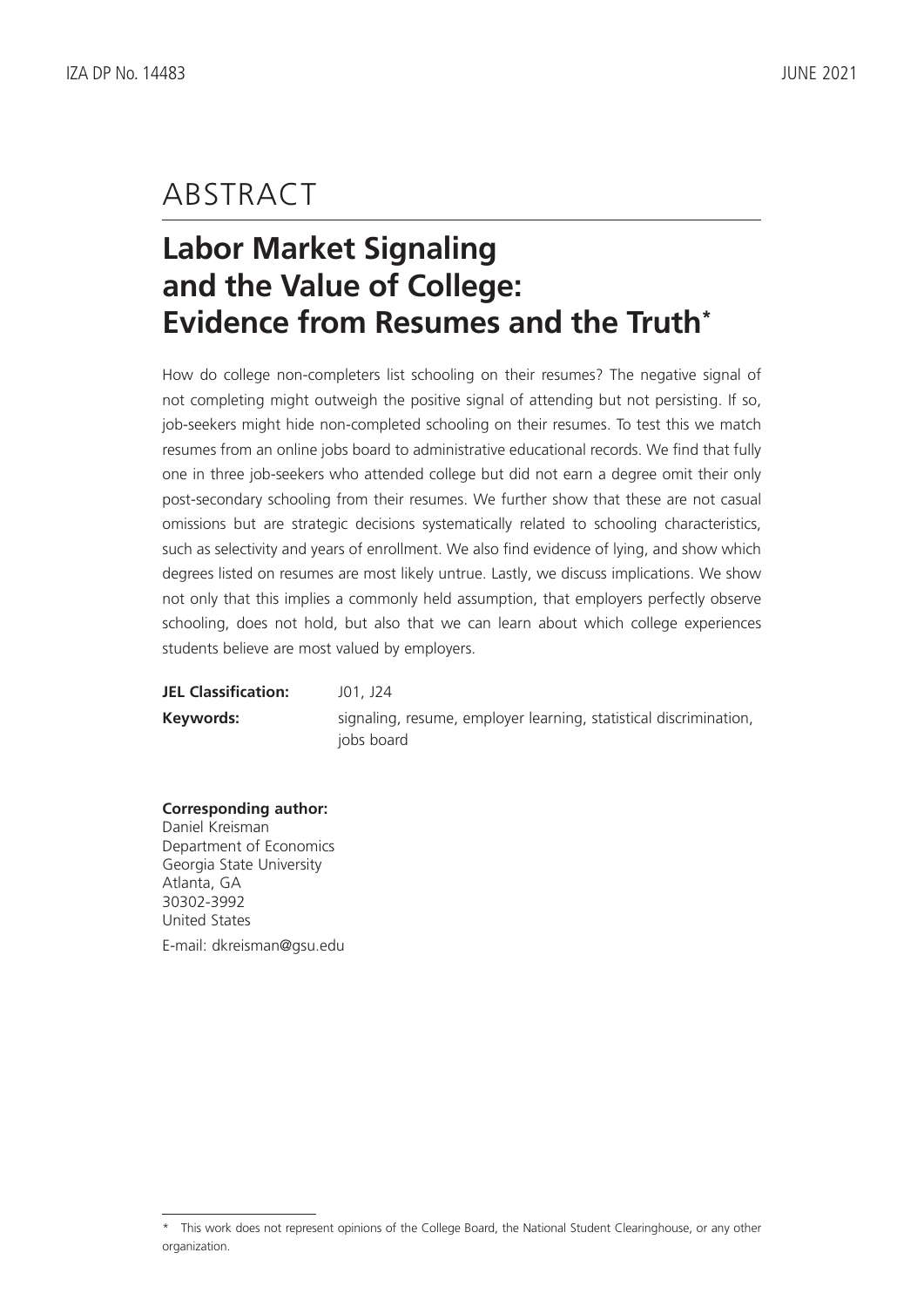# ABSTRACT

## Labor Market Signaling and the Value of College: Evidence from Resumes and the Truth*

How do college non-completers list schooling on their resumes? The negative signal of not completing might outweigh the positive signal of attending but not persisting. If so, job-seekers might hide non-completed schooling on their resumes. To test this we match resumes from an online jobs board to administrative educational records. We find that fully one in three job-seekers who attended college but did not earn a degree omit their only post-secondary schooling from their resumes. We further show that these are not casual omissions but are strategic decisions systematically related to schooling characteristics, such as selectivity and years of enrollment. We also find evidence of lying, and show which degrees listed on resumes are most likely untrue. Lastly, we discuss implications. We show not only that this implies a commonly held assumption, that employers perfectly observe schooling, does not hold, but also that we can learn about which college experiences students believe are most valued by employers.

**JEL Classification:** J01, J24

**Keywords:** signaling, resume, employer learning, statistical discrimination, jobs board

**Corresponding author:**
Daniel Kreisman
Department of Economics
Georgia State University
Atlanta, GA
30302-3992
United States

E-mail: dkreisman@gsu.edu

---

\* This work does not represent opinions of the College Board, the National Student Clearinghouse, or any other organization.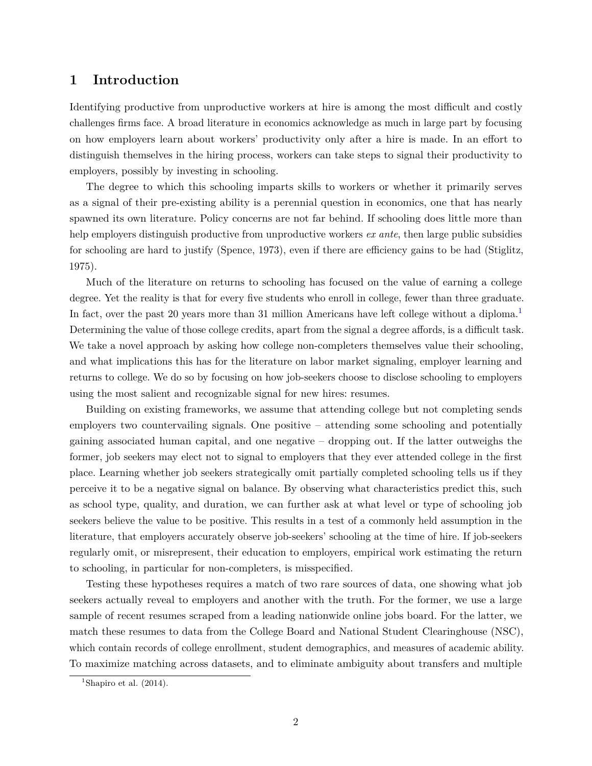# 1 Introduction

Identifying productive from unproductive workers at hire is among the most difficult and costly challenges firms face. A broad literature in economics acknowledge as much in large part by focusing on how employers learn about workers' productivity only after a hire is made. In an effort to distinguish themselves in the hiring process, workers can take steps to signal their productivity to employers, possibly by investing in schooling.

The degree to which this schooling imparts skills to workers or whether it primarily serves as a signal of their pre-existing ability is a perennial question in economics, one that has nearly spawned its own literature. Policy concerns are not far behind. If schooling does little more than help employers distinguish productive from unproductive workers *ex ante*, then large public subsidies for schooling are hard to justify (Spence, 1973), even if there are efficiency gains to be had (Stiglitz, 1975).

Much of the literature on returns to schooling has focused on the value of earning a college degree. Yet the reality is that for every five students who enroll in college, fewer than three graduate. In fact, over the past 20 years more than 31 million Americans have left college without a diploma.[1] Determining the value of those college credits, apart from the signal a degree affords, is a difficult task. We take a novel approach by asking how college non-completers themselves value their schooling, and what implications this has for the literature on labor market signaling, employer learning and returns to college. We do so by focusing on how job-seekers choose to disclose schooling to employers using the most salient and recognizable signal for new hires: resumes.

Building on existing frameworks, we assume that attending college but not completing sends employers two countervailing signals. One positive – attending some schooling and potentially gaining associated human capital, and one negative – dropping out. If the latter outweighs the former, job seekers may elect not to signal to employers that they ever attended college in the first place. Learning whether job seekers strategically omit partially completed schooling tells us if they perceive it to be a negative signal on balance. By observing what characteristics predict this, such as school type, quality, and duration, we can further ask at what level or type of schooling job seekers believe the value to be positive. This results in a test of a commonly held assumption in the literature, that employers accurately observe job-seekers' schooling at the time of hire. If job-seekers regularly omit, or misrepresent, their education to employers, empirical work estimating the return to schooling, in particular for non-completers, is misspecified.

Testing these hypotheses requires a match of two rare sources of data, one showing what job seekers actually reveal to employers and another with the truth. For the former, we use a large sample of recent resumes scraped from a leading nationwide online jobs board. For the latter, we match these resumes to data from the College Board and National Student Clearinghouse (NSC), which contain records of college enrollment, student demographics, and measures of academic ability. To maximize matching across datasets, and to eliminate ambiguity about transfers and multiple

[1] Shapiro et al. (2014).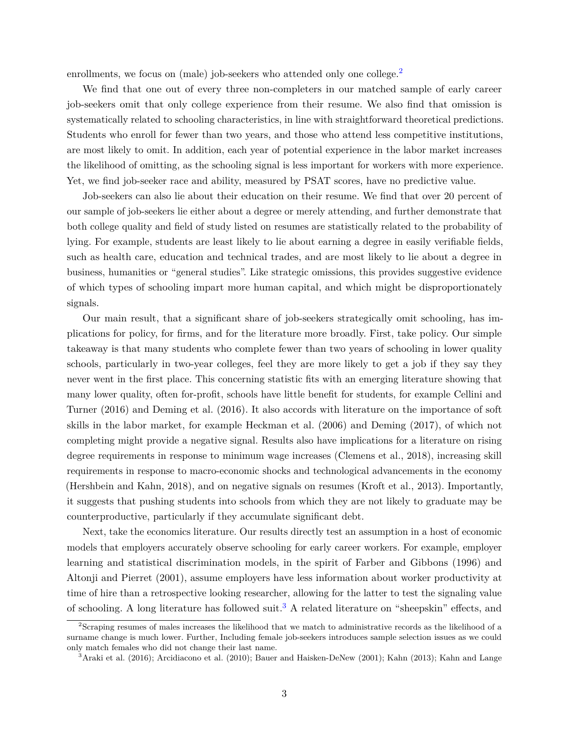enrollments, we focus on (male) job-seekers who attended only one college.[2]

We find that one out of every three non-completers in our matched sample of early career job-seekers omit that only college experience from their resume. We also find that omission is systematically related to schooling characteristics, in line with straightforward theoretical predictions. Students who enroll for fewer than two years, and those who attend less competitive institutions, are most likely to omit. In addition, each year of potential experience in the labor market increases the likelihood of omitting, as the schooling signal is less important for workers with more experience. Yet, we find job-seeker race and ability, measured by PSAT scores, have no predictive value.

Job-seekers can also lie about their education on their resume. We find that over 20 percent of our sample of job-seekers lie either about a degree or merely attending, and further demonstrate that both college quality and field of study listed on resumes are statistically related to the probability of lying. For example, students are least likely to lie about earning a degree in easily verifiable fields, such as health care, education and technical trades, and are most likely to lie about a degree in business, humanities or "general studies". Like strategic omissions, this provides suggestive evidence of which types of schooling impart more human capital, and which might be disproportionately signals.

Our main result, that a significant share of job-seekers strategically omit schooling, has implications for policy, for firms, and for the literature more broadly. First, take policy. Our simple takeaway is that many students who complete fewer than two years of schooling in lower quality schools, particularly in two-year colleges, feel they are more likely to get a job if they say they never went in the first place. This concerning statistic fits with an emerging literature showing that many lower quality, often for-profit, schools have little benefit for students, for example Cellini and Turner (2016) and Deming et al. (2016). It also accords with literature on the importance of soft skills in the labor market, for example Heckman et al. (2006) and Deming (2017), of which not completing might provide a negative signal. Results also have implications for a literature on rising degree requirements in response to minimum wage increases (Clemens et al., 2018), increasing skill requirements in response to macro-economic shocks and technological advancements in the economy (Hershbein and Kahn, 2018), and on negative signals on resumes (Kroft et al., 2013). Importantly, it suggests that pushing students into schools from which they are not likely to graduate may be counterproductive, particularly if they accumulate significant debt.

Next, take the economics literature. Our results directly test an assumption in a host of economic models that employers accurately observe schooling for early career workers. For example, employer learning and statistical discrimination models, in the spirit of Farber and Gibbons (1996) and Altonji and Pierret (2001), assume employers have less information about worker productivity at time of hire than a retrospective looking researcher, allowing for the latter to test the signaling value of schooling. A long literature has followed suit.[3] A related literature on "sheepskin" effects, and

[2]Scraping resumes of males increases the likelihood that we match to administrative records as the likelihood of a surname change is much lower. Further, Including female job-seekers introduces sample selection issues as we could only match females who did not change their last name.

[3]Araki et al. (2016); Arcidiacono et al. (2010); Bauer and Haisken-DeNew (2001); Kahn (2013); Kahn and Lange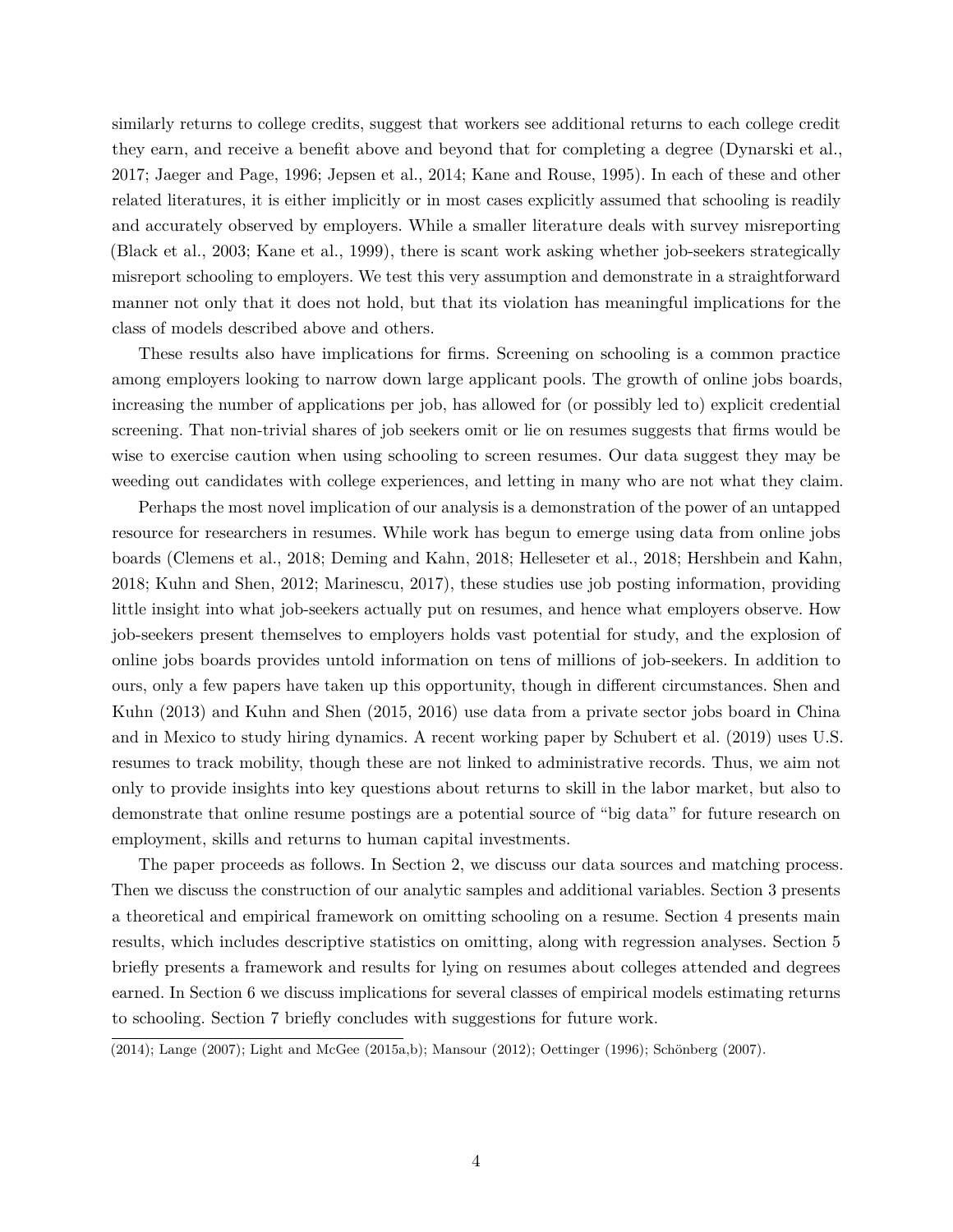similarly returns to college credits, suggest that workers see additional returns to each college credit they earn, and receive a benefit above and beyond that for completing a degree (Dynarski et al., 2017; Jaeger and Page, 1996; Jepsen et al., 2014; Kane and Rouse, 1995). In each of these and other related literatures, it is either implicitly or in most cases explicitly assumed that schooling is readily and accurately observed by employers. While a smaller literature deals with survey misreporting (Black et al., 2003; Kane et al., 1999), there is scant work asking whether job-seekers strategically misreport schooling to employers. We test this very assumption and demonstrate in a straightforward manner not only that it does not hold, but that its violation has meaningful implications for the class of models described above and others.

These results also have implications for firms. Screening on schooling is a common practice among employers looking to narrow down large applicant pools. The growth of online jobs boards, increasing the number of applications per job, has allowed for (or possibly led to) explicit credential screening. That non-trivial shares of job seekers omit or lie on resumes suggests that firms would be wise to exercise caution when using schooling to screen resumes. Our data suggest they may be weeding out candidates with college experiences, and letting in many who are not what they claim.

Perhaps the most novel implication of our analysis is a demonstration of the power of an untapped resource for researchers in resumes. While work has begun to emerge using data from online jobs boards (Clemens et al., 2018; Deming and Kahn, 2018; Helleseter et al., 2018; Hershbein and Kahn, 2018; Kuhn and Shen, 2012; Marinescu, 2017), these studies use job posting information, providing little insight into what job-seekers actually put on resumes, and hence what employers observe. How job-seekers present themselves to employers holds vast potential for study, and the explosion of online jobs boards provides untold information on tens of millions of job-seekers. In addition to ours, only a few papers have taken up this opportunity, though in different circumstances. Shen and Kuhn (2013) and Kuhn and Shen (2015, 2016) use data from a private sector jobs board in China and in Mexico to study hiring dynamics. A recent working paper by Schubert et al. (2019) uses U.S. resumes to track mobility, though these are not linked to administrative records. Thus, we aim not only to provide insights into key questions about returns to skill in the labor market, but also to demonstrate that online resume postings are a potential source of "big data" for future research on employment, skills and returns to human capital investments.

The paper proceeds as follows. In Section 2, we discuss our data sources and matching process. Then we discuss the construction of our analytic samples and additional variables. Section 3 presents a theoretical and empirical framework on omitting schooling on a resume. Section 4 presents main results, which includes descriptive statistics on omitting, along with regression analyses. Section 5 briefly presents a framework and results for lying on resumes about colleges attended and degrees earned. In Section 6 we discuss implications for several classes of empirical models estimating returns to schooling. Section 7 briefly concludes with suggestions for future work.

(2014); Lange (2007); Light and McGee (2015a,b); Mansour (2012); Oettinger (1996); Schönberg (2007).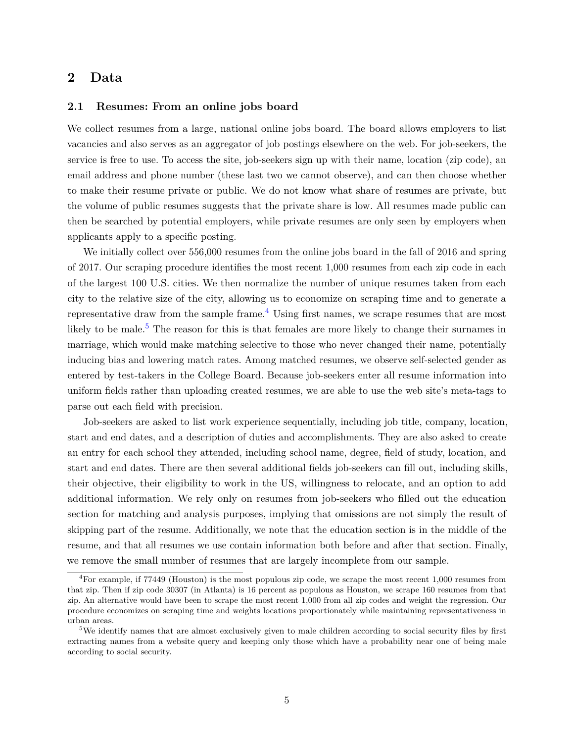## 2 Data

### 2.1 Resumes: From an online jobs board

We collect resumes from a large, national online jobs board. The board allows employers to list vacancies and also serves as an aggregator of job postings elsewhere on the web. For job-seekers, the service is free to use. To access the site, job-seekers sign up with their name, location (zip code), an email address and phone number (these last two we cannot observe), and can then choose whether to make their resume private or public. We do not know what share of resumes are private, but the volume of public resumes suggests that the private share is low. All resumes made public can then be searched by potential employers, while private resumes are only seen by employers when applicants apply to a specific posting.

We initially collect over 556,000 resumes from the online jobs board in the fall of 2016 and spring of 2017. Our scraping procedure identifies the most recent 1,000 resumes from each zip code in each of the largest 100 U.S. cities. We then normalize the number of unique resumes taken from each city to the relative size of the city, allowing us to economize on scraping time and to generate a representative draw from the sample frame.[4] Using first names, we scrape resumes that are most likely to be male.[5] The reason for this is that females are more likely to change their surnames in marriage, which would make matching selective to those who never changed their name, potentially inducing bias and lowering match rates. Among matched resumes, we observe self-selected gender as entered by test-takers in the College Board. Because job-seekers enter all resume information into uniform fields rather than uploading created resumes, we are able to use the web site's meta-tags to parse out each field with precision.

Job-seekers are asked to list work experience sequentially, including job title, company, location, start and end dates, and a description of duties and accomplishments. They are also asked to create an entry for each school they attended, including school name, degree, field of study, location, and start and end dates. There are then several additional fields job-seekers can fill out, including skills, their objective, their eligibility to work in the US, willingness to relocate, and an option to add additional information. We rely only on resumes from job-seekers who filled out the education section for matching and analysis purposes, implying that omissions are not simply the result of skipping part of the resume. Additionally, we note that the education section is in the middle of the resume, and that all resumes we use contain information both before and after that section. Finally, we remove the small number of resumes that are largely incomplete from our sample.

[4] For example, if 77449 (Houston) is the most populous zip code, we scrape the most recent 1,000 resumes from that zip. Then if zip code 30307 (in Atlanta) is 16 percent as populous as Houston, we scrape 160 resumes from that zip. An alternative would have been to scrape the most recent 1,000 from all zip codes and weight the regression. Our procedure economizes on scraping time and weights locations proportionately while maintaining representativeness in urban areas.

[5] We identify names that are almost exclusively given to male children according to social security files by first extracting names from a website query and keeping only those which have a probability near one of being male according to social security.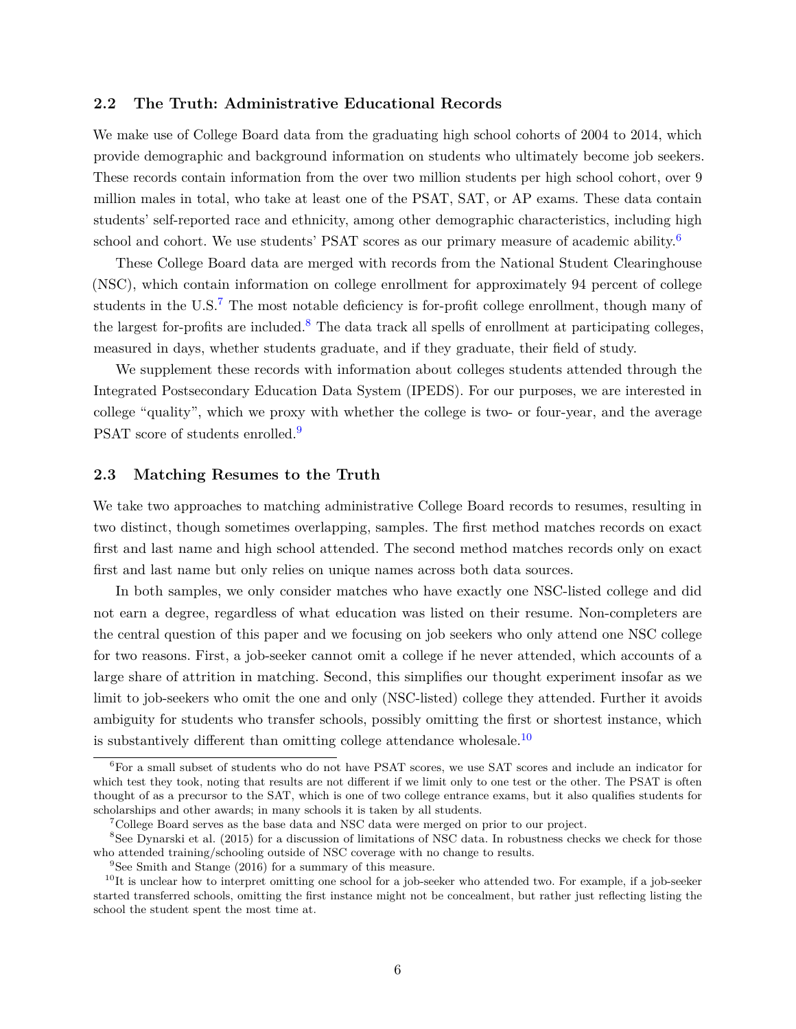### 2.2 The Truth: Administrative Educational Records

We make use of College Board data from the graduating high school cohorts of 2004 to 2014, which provide demographic and background information on students who ultimately become job seekers. These records contain information from the over two million students per high school cohort, over 9 million males in total, who take at least one of the PSAT, SAT, or AP exams. These data contain students' self-reported race and ethnicity, among other demographic characteristics, including high school and cohort. We use students' PSAT scores as our primary measure of academic ability.[6]

These College Board data are merged with records from the National Student Clearinghouse (NSC), which contain information on college enrollment for approximately 94 percent of college students in the U.S.[7] The most notable deficiency is for-profit college enrollment, though many of the largest for-profits are included.[8] The data track all spells of enrollment at participating colleges, measured in days, whether students graduate, and if they graduate, their field of study.

We supplement these records with information about colleges students attended through the Integrated Postsecondary Education Data System (IPEDS). For our purposes, we are interested in college "quality", which we proxy with whether the college is two- or four-year, and the average PSAT score of students enrolled.[9]

### 2.3 Matching Resumes to the Truth

We take two approaches to matching administrative College Board records to resumes, resulting in two distinct, though sometimes overlapping, samples. The first method matches records on exact first and last name and high school attended. The second method matches records only on exact first and last name but only relies on unique names across both data sources.

In both samples, we only consider matches who have exactly one NSC-listed college and did not earn a degree, regardless of what education was listed on their resume. Non-completers are the central question of this paper and we focusing on job seekers who only attend one NSC college for two reasons. First, a job-seeker cannot omit a college if he never attended, which accounts of a large share of attrition in matching. Second, this simplifies our thought experiment insofar as we limit to job-seekers who omit the one and only (NSC-listed) college they attended. Further it avoids ambiguity for students who transfer schools, possibly omitting the first or shortest instance, which is substantively different than omitting college attendance wholesale.[10]

---

[6] For a small subset of students who do not have PSAT scores, we use SAT scores and include an indicator for which test they took, noting that results are not different if we limit only to one test or the other. The PSAT is often thought of as a precursor to the SAT, which is one of two college entrance exams, but it also qualifies students for scholarships and other awards; in many schools it is taken by all students.

[7] College Board serves as the base data and NSC data were merged on prior to our project.

[8] See Dynarski et al. (2015) for a discussion of limitations of NSC data. In robustness checks we check for those who attended training/schooling outside of NSC coverage with no change to results.

[9] See Smith and Stange (2016) for a summary of this measure.

[10] It is unclear how to interpret omitting one school for a job-seeker who attended two. For example, if a job-seeker started transferred schools, omitting the first instance might not be concealment, but rather just reflecting listing the school the student spent the most time at.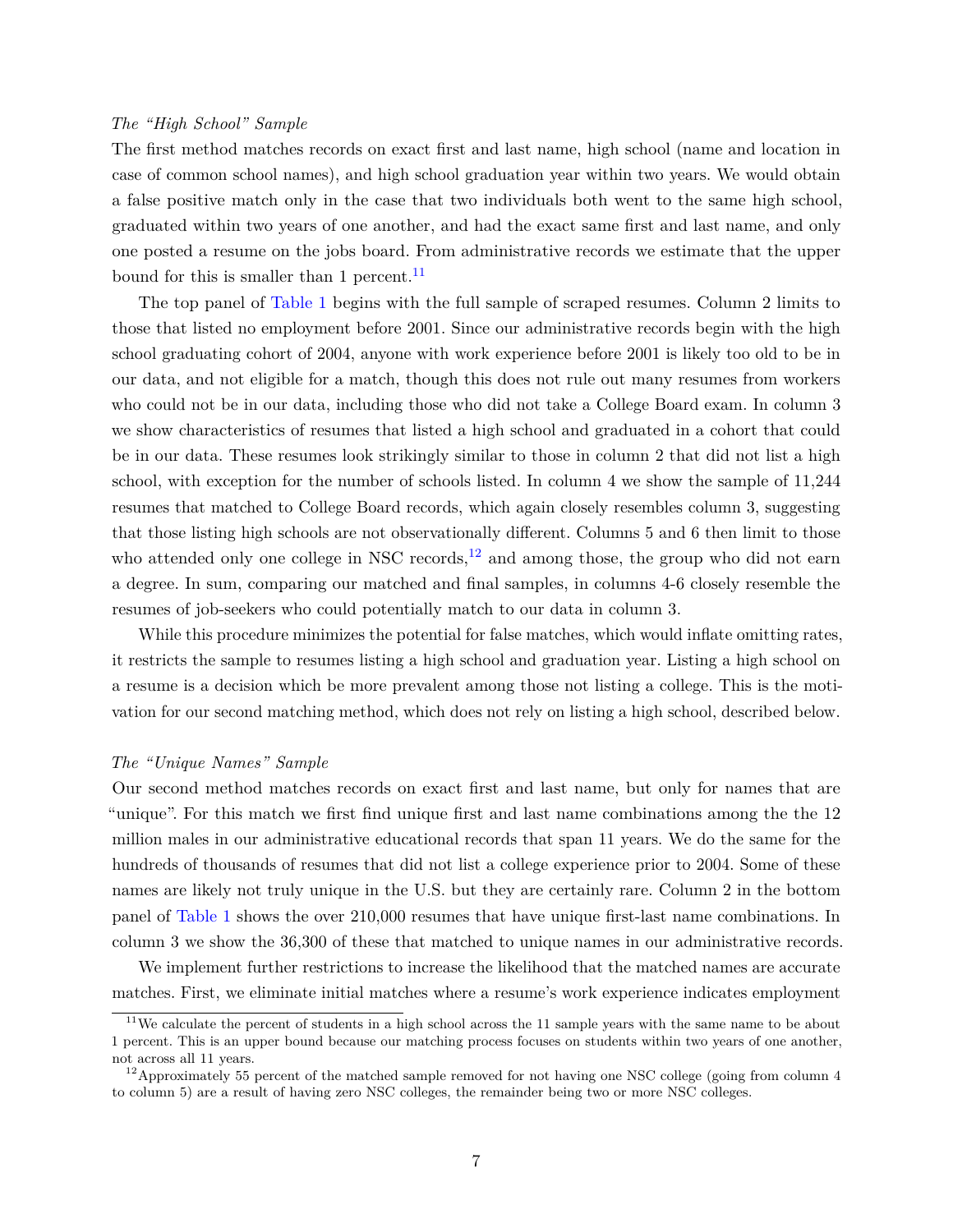*The "High School" Sample*

The first method matches records on exact first and last name, high school (name and location in case of common school names), and high school graduation year within two years. We would obtain a false positive match only in the case that two individuals both went to the same high school, graduated within two years of one another, and had the exact same first and last name, and only one posted a resume on the jobs board. From administrative records we estimate that the upper bound for this is smaller than 1 percent.[11]

The top panel of Table 1 begins with the full sample of scraped resumes. Column 2 limits to those that listed no employment before 2001. Since our administrative records begin with the high school graduating cohort of 2004, anyone with work experience before 2001 is likely too old to be in our data, and not eligible for a match, though this does not rule out many resumes from workers who could not be in our data, including those who did not take a College Board exam. In column 3 we show characteristics of resumes that listed a high school and graduated in a cohort that could be in our data. These resumes look strikingly similar to those in column 2 that did not list a high school, with exception for the number of schools listed. In column 4 we show the sample of 11,244 resumes that matched to College Board records, which again closely resembles column 3, suggesting that those listing high schools are not observationally different. Columns 5 and 6 then limit to those who attended only one college in NSC records,[12] and among those, the group who did not earn a degree. In sum, comparing our matched and final samples, in columns 4-6 closely resemble the resumes of job-seekers who could potentially match to our data in column 3.

While this procedure minimizes the potential for false matches, which would inflate omitting rates, it restricts the sample to resumes listing a high school and graduation year. Listing a high school on a resume is a decision which be more prevalent among those not listing a college. This is the motivation for our second matching method, which does not rely on listing a high school, described below.

*The "Unique Names" Sample*

Our second method matches records on exact first and last name, but only for names that are "unique". For this match we first find unique first and last name combinations among the the 12 million males in our administrative educational records that span 11 years. We do the same for the hundreds of thousands of resumes that did not list a college experience prior to 2004. Some of these names are likely not truly unique in the U.S. but they are certainly rare. Column 2 in the bottom panel of Table 1 shows the over 210,000 resumes that have unique first-last name combinations. In column 3 we show the 36,300 of these that matched to unique names in our administrative records.

We implement further restrictions to increase the likelihood that the matched names are accurate matches. First, we eliminate initial matches where a resume's work experience indicates employment

---

[11] We calculate the percent of students in a high school across the 11 sample years with the same name to be about 1 percent. This is an upper bound because our matching process focuses on students within two years of one another, not across all 11 years.

[12] Approximately 55 percent of the matched sample removed for not having one NSC college (going from column 4 to column 5) are a result of having zero NSC colleges, the remainder being two or more NSC colleges.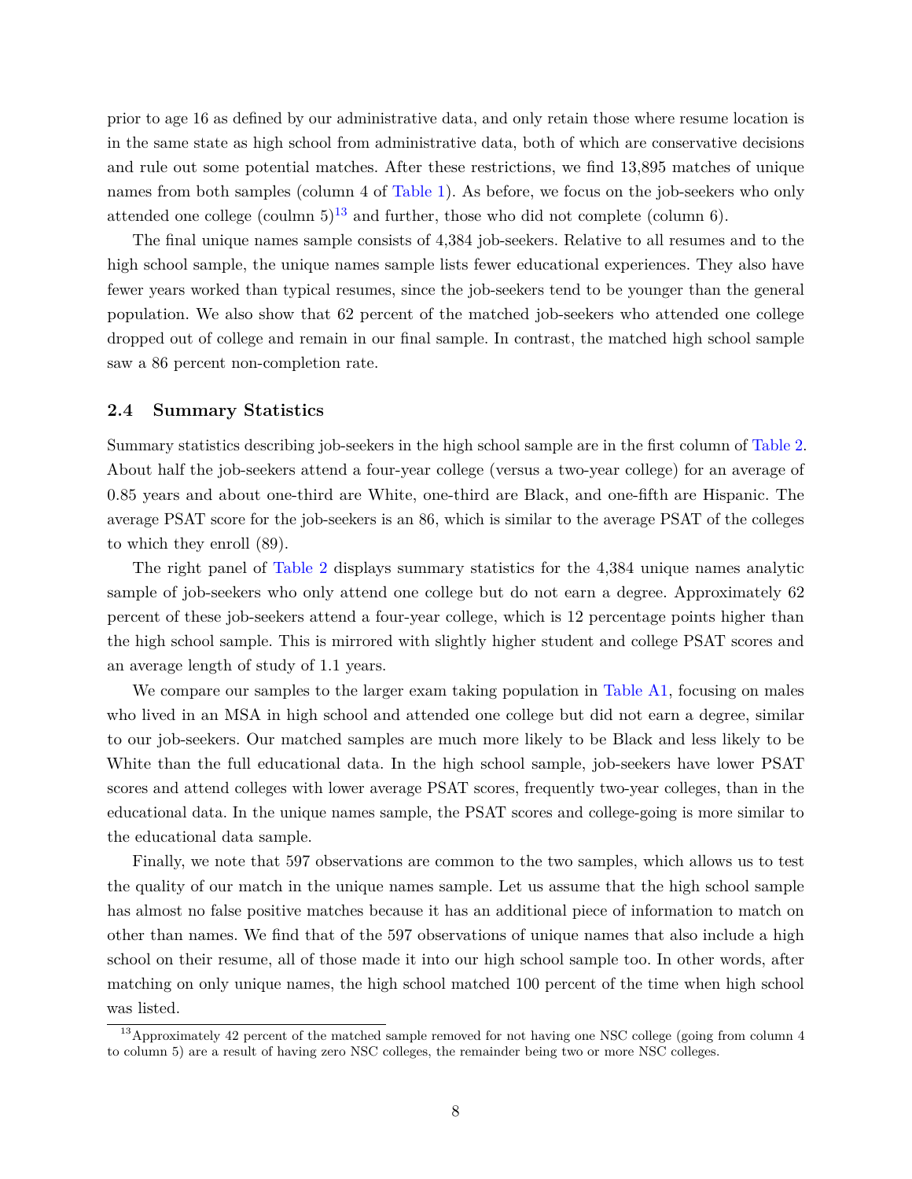prior to age 16 as defined by our administrative data, and only retain those where resume location is in the same state as high school from administrative data, both of which are conservative decisions and rule out some potential matches. After these restrictions, we find 13,895 matches of unique names from both samples (column 4 of Table 1). As before, we focus on the job-seekers who only attended one college (coulmn 5)[13] and further, those who did not complete (column 6).

The final unique names sample consists of 4,384 job-seekers. Relative to all resumes and to the high school sample, the unique names sample lists fewer educational experiences. They also have fewer years worked than typical resumes, since the job-seekers tend to be younger than the general population. We also show that 62 percent of the matched job-seekers who attended one college dropped out of college and remain in our final sample. In contrast, the matched high school sample saw a 86 percent non-completion rate.

### 2.4 Summary Statistics

Summary statistics describing job-seekers in the high school sample are in the first column of Table 2. About half the job-seekers attend a four-year college (versus a two-year college) for an average of 0.85 years and about one-third are White, one-third are Black, and one-fifth are Hispanic. The average PSAT score for the job-seekers is an 86, which is similar to the average PSAT of the colleges to which they enroll (89).

The right panel of Table 2 displays summary statistics for the 4,384 unique names analytic sample of job-seekers who only attend one college but do not earn a degree. Approximately 62 percent of these job-seekers attend a four-year college, which is 12 percentage points higher than the high school sample. This is mirrored with slightly higher student and college PSAT scores and an average length of study of 1.1 years.

We compare our samples to the larger exam taking population in Table A1, focusing on males who lived in an MSA in high school and attended one college but did not earn a degree, similar to our job-seekers. Our matched samples are much more likely to be Black and less likely to be White than the full educational data. In the high school sample, job-seekers have lower PSAT scores and attend colleges with lower average PSAT scores, frequently two-year colleges, than in the educational data. In the unique names sample, the PSAT scores and college-going is more similar to the educational data sample.

Finally, we note that 597 observations are common to the two samples, which allows us to test the quality of our match in the unique names sample. Let us assume that the high school sample has almost no false positive matches because it has an additional piece of information to match on other than names. We find that of the 597 observations of unique names that also include a high school on their resume, all of those made it into our high school sample too. In other words, after matching on only unique names, the high school matched 100 percent of the time when high school was listed.

[13] Approximately 42 percent of the matched sample removed for not having one NSC college (going from column 4 to column 5) are a result of having zero NSC colleges, the remainder being two or more NSC colleges.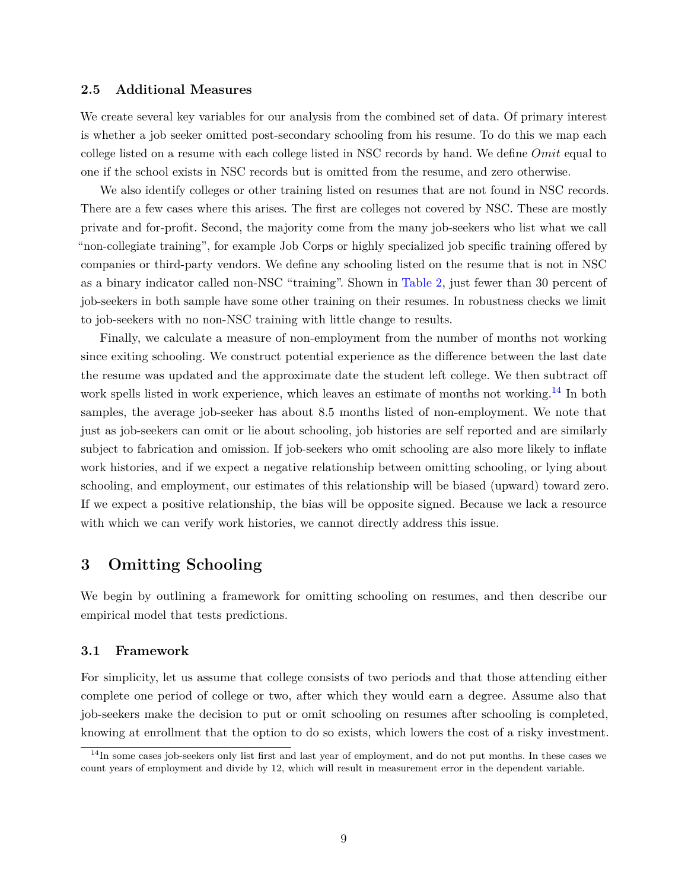### 2.5 Additional Measures

We create several key variables for our analysis from the combined set of data. Of primary interest is whether a job seeker omitted post-secondary schooling from his resume. To do this we map each college listed on a resume with each college listed in NSC records by hand. We define *Omit* equal to one if the school exists in NSC records but is omitted from the resume, and zero otherwise.

We also identify colleges or other training listed on resumes that are not found in NSC records. There are a few cases where this arises. The first are colleges not covered by NSC. These are mostly private and for-profit. Second, the majority come from the many job-seekers who list what we call "non-collegiate training", for example Job Corps or highly specialized job specific training offered by companies or third-party vendors. We define any schooling listed on the resume that is not in NSC as a binary indicator called non-NSC "training". Shown in Table 2, just fewer than 30 percent of job-seekers in both sample have some other training on their resumes. In robustness checks we limit to job-seekers with no non-NSC training with little change to results.

Finally, we calculate a measure of non-employment from the number of months not working since exiting schooling. We construct potential experience as the difference between the last date the resume was updated and the approximate date the student left college. We then subtract off work spells listed in work experience, which leaves an estimate of months not working.[14] In both samples, the average job-seeker has about 8.5 months listed of non-employment. We note that just as job-seekers can omit or lie about schooling, job histories are self reported and are similarly subject to fabrication and omission. If job-seekers who omit schooling are also more likely to inflate work histories, and if we expect a negative relationship between omitting schooling, or lying about schooling, and employment, our estimates of this relationship will be biased (upward) toward zero. If we expect a positive relationship, the bias will be opposite signed. Because we lack a resource with which we can verify work histories, we cannot directly address this issue.

# 3 Omitting Schooling

We begin by outlining a framework for omitting schooling on resumes, and then describe our empirical model that tests predictions.

### 3.1 Framework

For simplicity, let us assume that college consists of two periods and that those attending either complete one period of college or two, after which they would earn a degree. Assume also that job-seekers make the decision to put or omit schooling on resumes after schooling is completed, knowing at enrollment that the option to do so exists, which lowers the cost of a risky investment.

[14] In some cases job-seekers only list first and last year of employment, and do not put months. In these cases we count years of employment and divide by 12, which will result in measurement error in the dependent variable.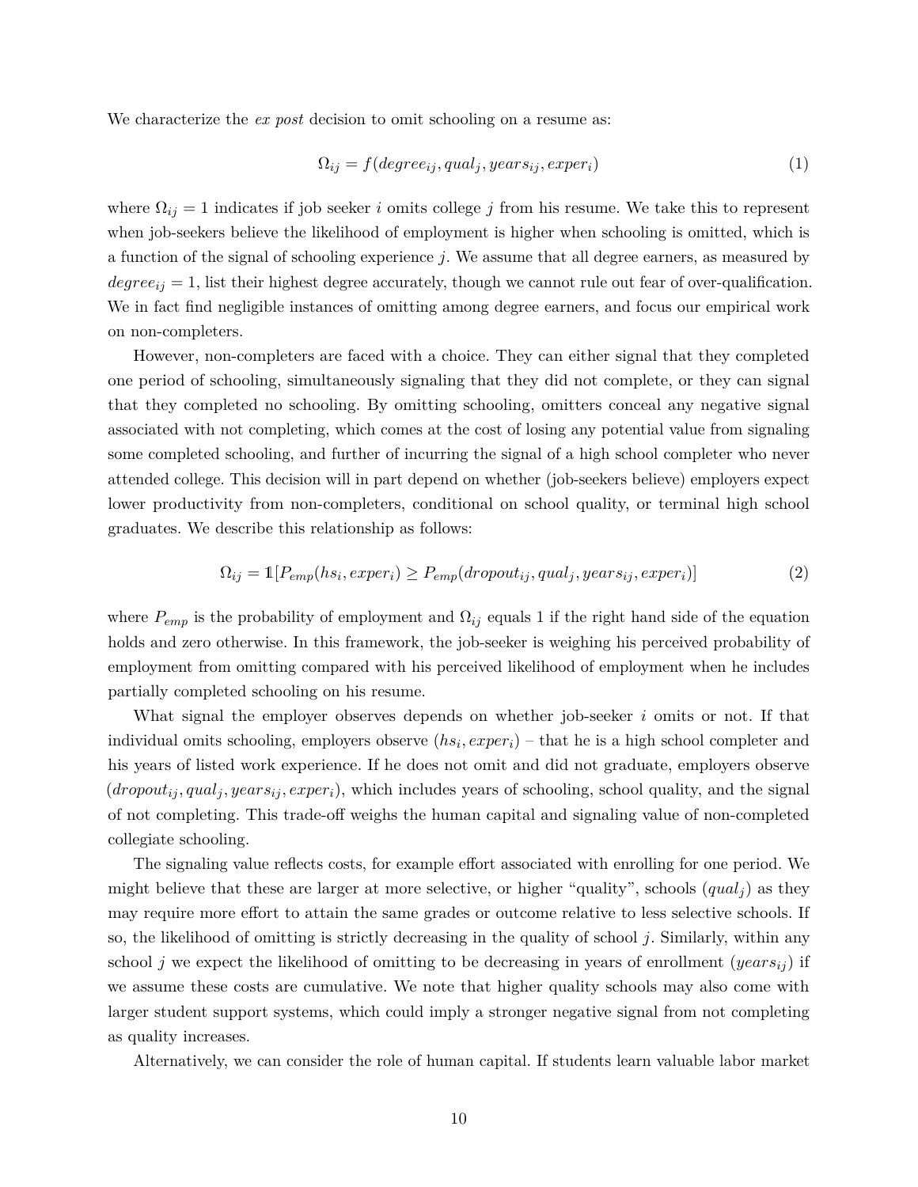We characterize the *ex post* decision to omit schooling on a resume as:

$$\Omega_{ij} = f(degree_{ij}, qual_j, years_{ij}, exper_i) \tag{1}$$

where $\Omega_{ij} = 1$ indicates if job seeker $i$ omits college $j$ from his resume. We take this to represent when job-seekers believe the likelihood of employment is higher when schooling is omitted, which is a function of the signal of schooling experience $j$. We assume that all degree earners, as measured by $degree_{ij} = 1$, list their highest degree accurately, though we cannot rule out fear of over-qualification. We in fact find negligible instances of omitting among degree earners, and focus our empirical work on non-completers.

However, non-completers are faced with a choice. They can either signal that they completed one period of schooling, simultaneously signaling that they did not complete, or they can signal that they completed no schooling. By omitting schooling, omitters conceal any negative signal associated with not completing, which comes at the cost of losing any potential value from signaling some completed schooling, and further of incurring the signal of a high school completer who never attended college. This decision will in part depend on whether (job-seekers believe) employers expect lower productivity from non-completers, conditional on school quality, or terminal high school graduates. We describe this relationship as follows:

$$\Omega_{ij} = \mathbb{1}[P_{emp}(hs_i, exper_i) \geq P_{emp}(dropout_{ij}, qual_j, years_{ij}, exper_i)] \tag{2}$$

where $P_{emp}$ is the probability of employment and $\Omega_{ij}$ equals 1 if the right hand side of the equation holds and zero otherwise. In this framework, the job-seeker is weighing his perceived probability of employment from omitting compared with his perceived likelihood of employment when he includes partially completed schooling on his resume.

What signal the employer observes depends on whether job-seeker $i$ omits or not. If that individual omits schooling, employers observe $(hs_i, exper_i)$ – that he is a high school completer and his years of listed work experience. If he does not omit and did not graduate, employers observe $(dropout_{ij}, qual_j, years_{ij}, exper_i)$, which includes years of schooling, school quality, and the signal of not completing. This trade-off weighs the human capital and signaling value of non-completed collegiate schooling.

The signaling value reflects costs, for example effort associated with enrolling for one period. We might believe that these are larger at more selective, or higher "quality", schools ($qual_j$) as they may require more effort to attain the same grades or outcome relative to less selective schools. If so, the likelihood of omitting is strictly decreasing in the quality of school $j$. Similarly, within any school $j$ we expect the likelihood of omitting to be decreasing in years of enrollment ($years_{ij}$) if we assume these costs are cumulative. We note that higher quality schools may also come with larger student support systems, which could imply a stronger negative signal from not completing as quality increases.

Alternatively, we can consider the role of human capital. If students learn valuable labor market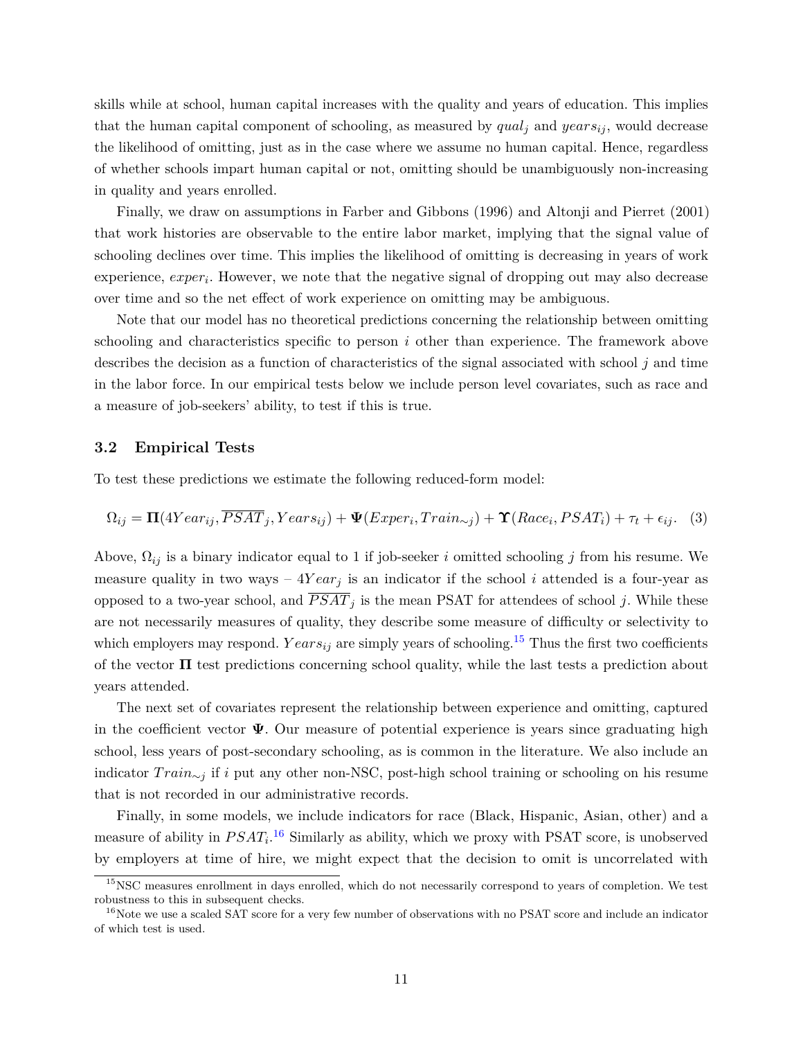skills while at school, human capital increases with the quality and years of education. This implies that the human capital component of schooling, as measured by $qual_j$ and $years_{ij}$, would decrease the likelihood of omitting, just as in the case where we assume no human capital. Hence, regardless of whether schools impart human capital or not, omitting should be unambiguously non-increasing in quality and years enrolled.

Finally, we draw on assumptions in Farber and Gibbons (1996) and Altonji and Pierret (2001) that work histories are observable to the entire labor market, implying that the signal value of schooling declines over time. This implies the likelihood of omitting is decreasing in years of work experience, $exper_i$. However, we note that the negative signal of dropping out may also decrease over time and so the net effect of work experience on omitting may be ambiguous.

Note that our model has no theoretical predictions concerning the relationship between omitting schooling and characteristics specific to person $i$ other than experience. The framework above describes the decision as a function of characteristics of the signal associated with school $j$ and time in the labor force. In our empirical tests below we include person level covariates, such as race and a measure of job-seekers' ability, to test if this is true.

### 3.2 Empirical Tests

To test these predictions we estimate the following reduced-form model:

$$\Omega_{ij} = \mathbf{\Pi}(4Year_{ij}, \overline{PSAT}_j, Years_{ij}) + \mathbf{\Psi}(Exper_i, Train_{\sim j}) + \mathbf{\Upsilon}(Race_i, PSAT_i) + \tau_t + \epsilon_{ij}. \quad (3)$$

Above, $\Omega_{ij}$ is a binary indicator equal to 1 if job-seeker $i$ omitted schooling $j$ from his resume. We measure quality in two ways – $4Year_j$ is an indicator if the school $i$ attended is a four-year as opposed to a two-year school, and $\overline{PSAT}_j$ is the mean PSAT for attendees of school $j$. While these are not necessarily measures of quality, they describe some measure of difficulty or selectivity to which employers may respond. $Years_{ij}$ are simply years of schooling.[15] Thus the first two coefficients of the vector $\mathbf{\Pi}$ test predictions concerning school quality, while the last tests a prediction about years attended.

The next set of covariates represent the relationship between experience and omitting, captured in the coefficient vector $\mathbf{\Psi}$. Our measure of potential experience is years since graduating high school, less years of post-secondary schooling, as is common in the literature. We also include an indicator $Train_{\sim j}$ if $i$ put any other non-NSC, post-high school training or schooling on his resume that is not recorded in our administrative records.

Finally, in some models, we include indicators for race (Black, Hispanic, Asian, other) and a measure of ability in $PSAT_i$.[16] Similarly as ability, which we proxy with PSAT score, is unobserved by employers at time of hire, we might expect that the decision to omit is uncorrelated with

[15] NSC measures enrollment in days enrolled, which do not necessarily correspond to years of completion. We test robustness to this in subsequent checks.

[16] Note we use a scaled SAT score for a very few number of observations with no PSAT score and include an indicator of which test is used.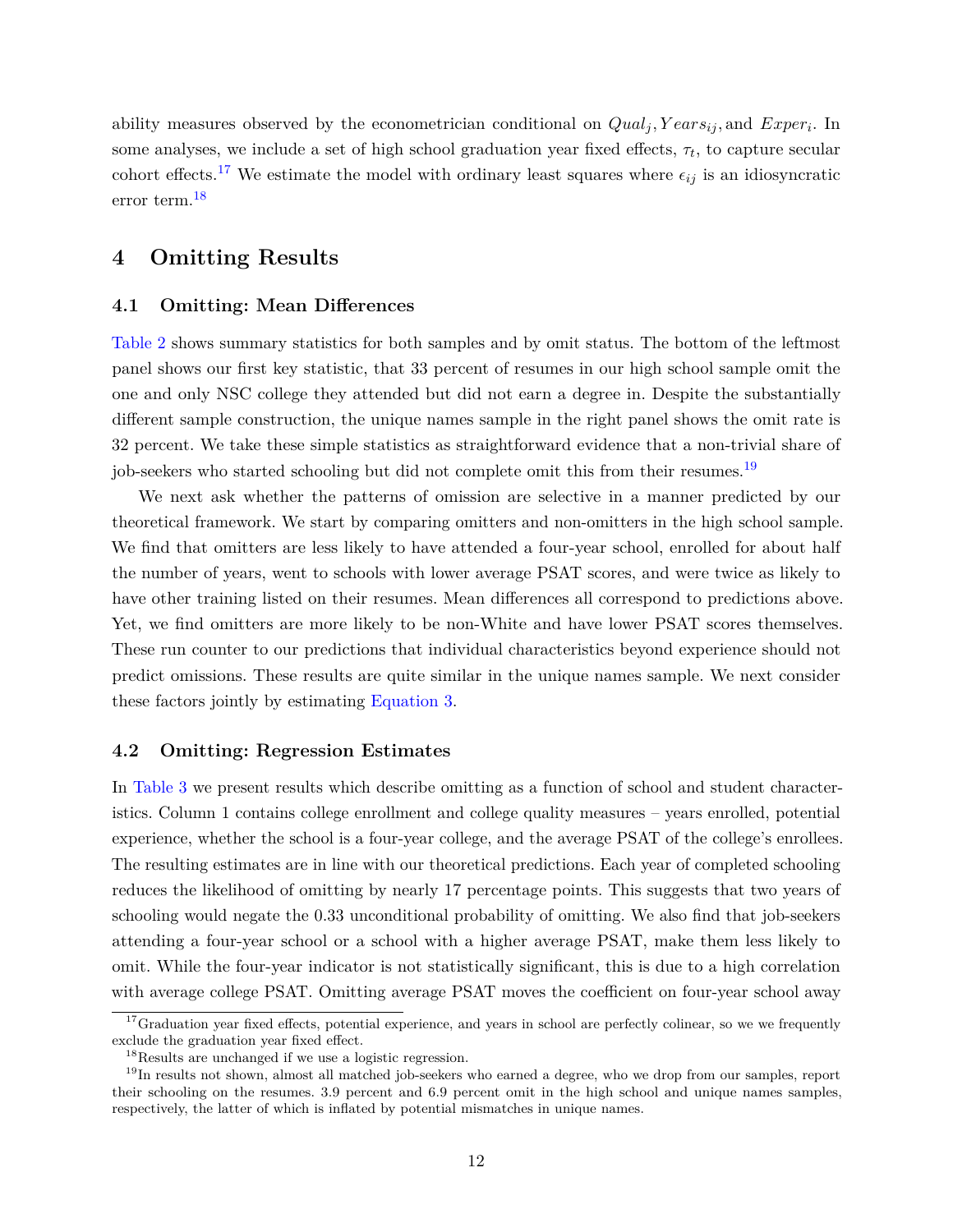ability measures observed by the econometrician conditional on $Qual_j, Years_{ij},$ and $Exper_i$. In some analyses, we include a set of high school graduation year fixed effects, $\tau_t$, to capture secular cohort effects.[17] We estimate the model with ordinary least squares where $\epsilon_{ij}$ is an idiosyncratic error term.[18]

# 4 Omitting Results

## 4.1 Omitting: Mean Differences

Table 2 shows summary statistics for both samples and by omit status. The bottom of the leftmost panel shows our first key statistic, that 33 percent of resumes in our high school sample omit the one and only NSC college they attended but did not earn a degree in. Despite the substantially different sample construction, the unique names sample in the right panel shows the omit rate is 32 percent. We take these simple statistics as straightforward evidence that a non-trivial share of job-seekers who started schooling but did not complete omit this from their resumes.[19]

We next ask whether the patterns of omission are selective in a manner predicted by our theoretical framework. We start by comparing omitters and non-omitters in the high school sample. We find that omitters are less likely to have attended a four-year school, enrolled for about half the number of years, went to schools with lower average PSAT scores, and were twice as likely to have other training listed on their resumes. Mean differences all correspond to predictions above. Yet, we find omitters are more likely to be non-White and have lower PSAT scores themselves. These run counter to our predictions that individual characteristics beyond experience should not predict omissions. These results are quite similar in the unique names sample. We next consider these factors jointly by estimating Equation 3.

## 4.2 Omitting: Regression Estimates

In Table 3 we present results which describe omitting as a function of school and student characteristics. Column 1 contains college enrollment and college quality measures – years enrolled, potential experience, whether the school is a four-year college, and the average PSAT of the college's enrollees. The resulting estimates are in line with our theoretical predictions. Each year of completed schooling reduces the likelihood of omitting by nearly 17 percentage points. This suggests that two years of schooling would negate the 0.33 unconditional probability of omitting. We also find that job-seekers attending a four-year school or a school with a higher average PSAT, make them less likely to omit. While the four-year indicator is not statistically significant, this is due to a high correlation with average college PSAT. Omitting average PSAT moves the coefficient on four-year school away

[17] Graduation year fixed effects, potential experience, and years in school are perfectly colinear, so we we frequently exclude the graduation year fixed effect.

[18] Results are unchanged if we use a logistic regression.

[19] In results not shown, almost all matched job-seekers who earned a degree, who we drop from our samples, report their schooling on the resumes. 3.9 percent and 6.9 percent omit in the high school and unique names samples, respectively, the latter of which is inflated by potential mismatches in unique names.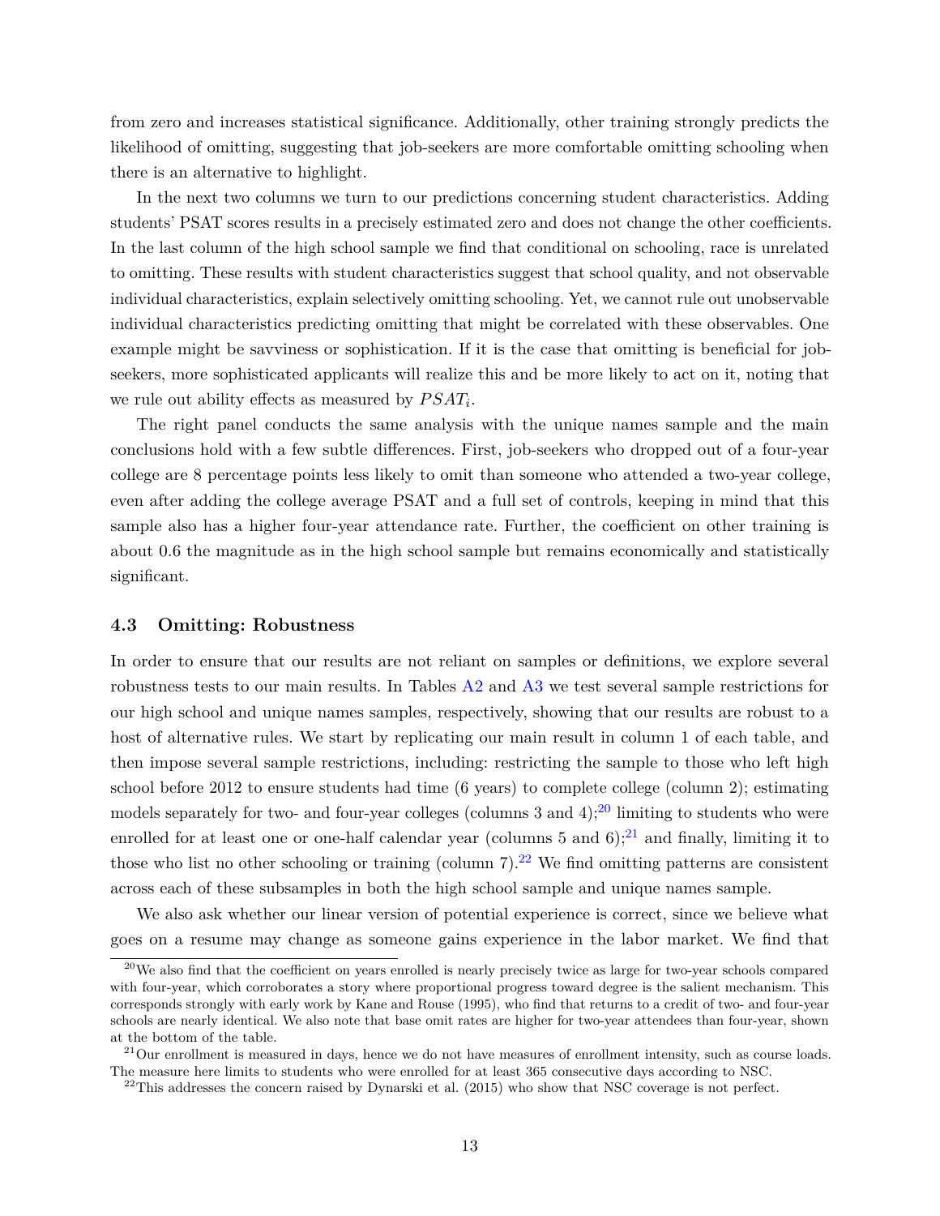from zero and increases statistical significance. Additionally, other training strongly predicts the likelihood of omitting, suggesting that job-seekers are more comfortable omitting schooling when there is an alternative to highlight.

In the next two columns we turn to our predictions concerning student characteristics. Adding students' PSAT scores results in a precisely estimated zero and does not change the other coefficients. In the last column of the high school sample we find that conditional on schooling, race is unrelated to omitting. These results with student characteristics suggest that school quality, and not observable individual characteristics, explain selectively omitting schooling. Yet, we cannot rule out unobservable individual characteristics predicting omitting that might be correlated with these observables. One example might be savviness or sophistication. If it is the case that omitting is beneficial for job-seekers, more sophisticated applicants will realize this and be more likely to act on it, noting that we rule out ability effects as measured by $PSAT_i$.

The right panel conducts the same analysis with the unique names sample and the main conclusions hold with a few subtle differences. First, job-seekers who dropped out of a four-year college are 8 percentage points less likely to omit than someone who attended a two-year college, even after adding the college average PSAT and a full set of controls, keeping in mind that this sample also has a higher four-year attendance rate. Further, the coefficient on other training is about 0.6 the magnitude as in the high school sample but remains economically and statistically significant.

### 4.3 Omitting: Robustness

In order to ensure that our results are not reliant on samples or definitions, we explore several robustness tests to our main results. In Tables A2 and A3 we test several sample restrictions for our high school and unique names samples, respectively, showing that our results are robust to a host of alternative rules. We start by replicating our main result in column 1 of each table, and then impose several sample restrictions, including: restricting the sample to those who left high school before 2012 to ensure students had time (6 years) to complete college (column 2); estimating models separately for two- and four-year colleges (columns 3 and 4);[20] limiting to students who were enrolled for at least one or one-half calendar year (columns 5 and 6);[21] and finally, limiting it to those who list no other schooling or training (column 7).[22] We find omitting patterns are consistent across each of these subsamples in both the high school sample and unique names sample.

We also ask whether our linear version of potential experience is correct, since we believe what goes on a resume may change as someone gains experience in the labor market. We find that

[20] We also find that the coefficient on years enrolled is nearly precisely twice as large for two-year schools compared with four-year, which corroborates a story where proportional progress toward degree is the salient mechanism. This corresponds strongly with early work by Kane and Rouse (1995), who find that returns to a credit of two- and four-year schools are nearly identical. We also note that base omit rates are higher for two-year attendees than four-year, shown at the bottom of the table.

[21] Our enrollment is measured in days, hence we do not have measures of enrollment intensity, such as course loads. The measure here limits to students who were enrolled for at least 365 consecutive days according to NSC.

[22] This addresses the concern raised by Dynarski et al. (2015) who show that NSC coverage is not perfect.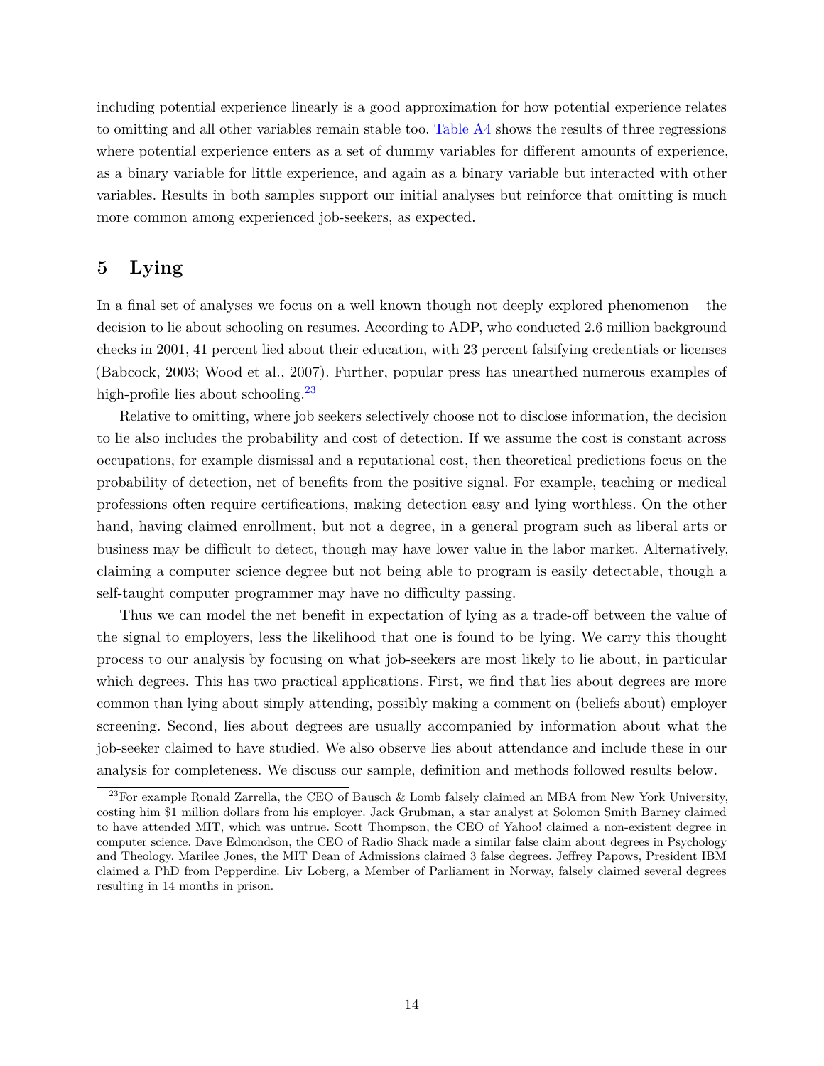including potential experience linearly is a good approximation for how potential experience relates to omitting and all other variables remain stable too. Table A4 shows the results of three regressions where potential experience enters as a set of dummy variables for different amounts of experience, as a binary variable for little experience, and again as a binary variable but interacted with other variables. Results in both samples support our initial analyses but reinforce that omitting is much more common among experienced job-seekers, as expected.

## 5 Lying

In a final set of analyses we focus on a well known though not deeply explored phenomenon – the decision to lie about schooling on resumes. According to ADP, who conducted 2.6 million background checks in 2001, 41 percent lied about their education, with 23 percent falsifying credentials or licenses (Babcock, 2003; Wood et al., 2007). Further, popular press has unearthed numerous examples of high-profile lies about schooling.[23]

Relative to omitting, where job seekers selectively choose not to disclose information, the decision to lie also includes the probability and cost of detection. If we assume the cost is constant across occupations, for example dismissal and a reputational cost, then theoretical predictions focus on the probability of detection, net of benefits from the positive signal. For example, teaching or medical professions often require certifications, making detection easy and lying worthless. On the other hand, having claimed enrollment, but not a degree, in a general program such as liberal arts or business may be difficult to detect, though may have lower value in the labor market. Alternatively, claiming a computer science degree but not being able to program is easily detectable, though a self-taught computer programmer may have no difficulty passing.

Thus we can model the net benefit in expectation of lying as a trade-off between the value of the signal to employers, less the likelihood that one is found to be lying. We carry this thought process to our analysis by focusing on what job-seekers are most likely to lie about, in particular which degrees. This has two practical applications. First, we find that lies about degrees are more common than lying about simply attending, possibly making a comment on (beliefs about) employer screening. Second, lies about degrees are usually accompanied by information about what the job-seeker claimed to have studied. We also observe lies about attendance and include these in our analysis for completeness. We discuss our sample, definition and methods followed results below.

---

[23] For example Ronald Zarrella, the CEO of Bausch & Lomb falsely claimed an MBA from New York University, costing him $1 million dollars from his employer. Jack Grubman, a star analyst at Solomon Smith Barney claimed to have attended MIT, which was untrue. Scott Thompson, the CEO of Yahoo! claimed a non-existent degree in computer science. Dave Edmondson, the CEO of Radio Shack made a similar false claim about degrees in Psychology and Theology. Marilee Jones, the MIT Dean of Admissions claimed 3 false degrees. Jeffrey Papows, President IBM claimed a PhD from Pepperdine. Liv Loberg, a Member of Parliament in Norway, falsely claimed several degrees resulting in 14 months in prison.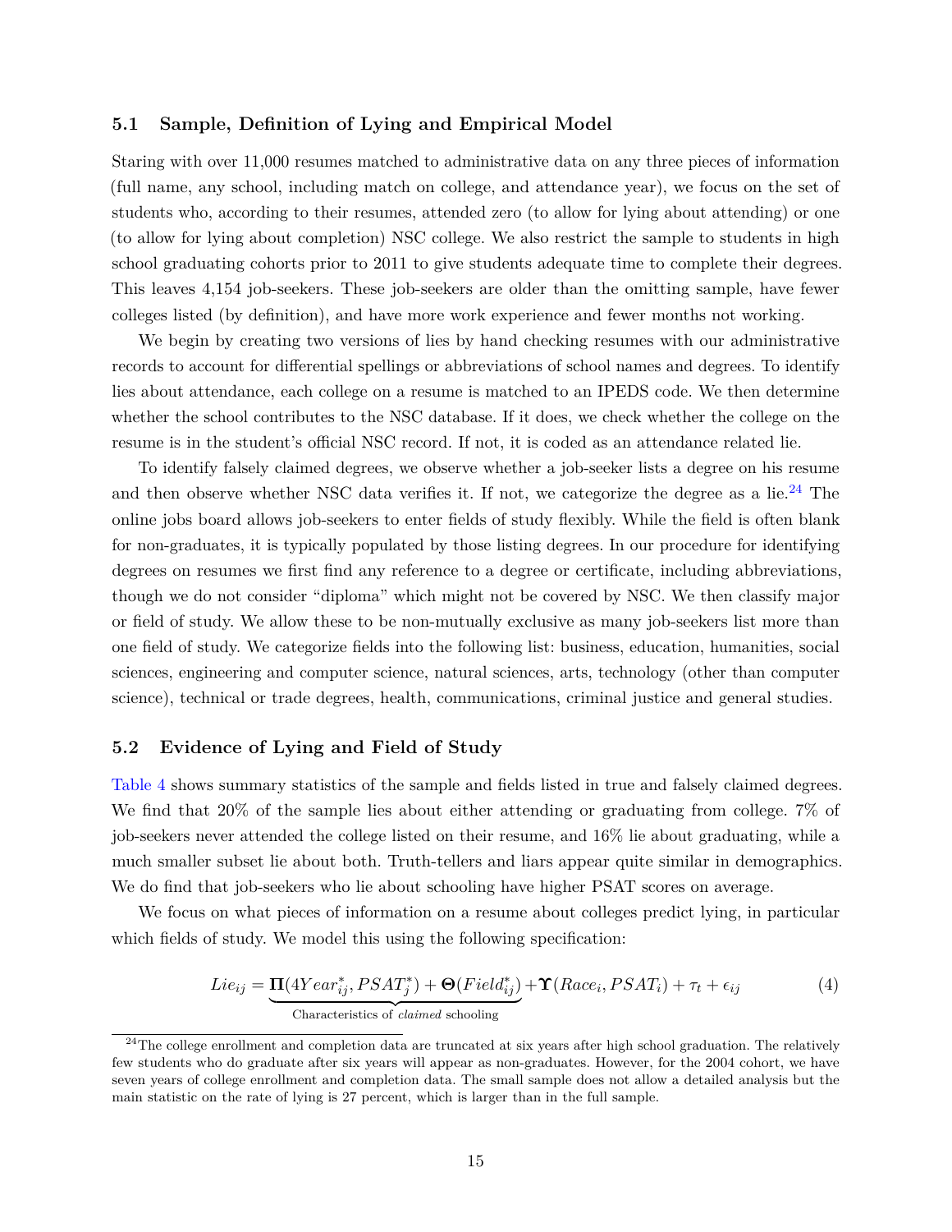### 5.1 Sample, Definition of Lying and Empirical Model

Staring with over 11,000 resumes matched to administrative data on any three pieces of information (full name, any school, including match on college, and attendance year), we focus on the set of students who, according to their resumes, attended zero (to allow for lying about attending) or one (to allow for lying about completion) NSC college. We also restrict the sample to students in high school graduating cohorts prior to 2011 to give students adequate time to complete their degrees. This leaves 4,154 job-seekers. These job-seekers are older than the omitting sample, have fewer colleges listed (by definition), and have more work experience and fewer months not working.

We begin by creating two versions of lies by hand checking resumes with our administrative records to account for differential spellings or abbreviations of school names and degrees. To identify lies about attendance, each college on a resume is matched to an IPEDS code. We then determine whether the school contributes to the NSC database. If it does, we check whether the college on the resume is in the student's official NSC record. If not, it is coded as an attendance related lie.

To identify falsely claimed degrees, we observe whether a job-seeker lists a degree on his resume and then observe whether NSC data verifies it. If not, we categorize the degree as a lie.[24] The online jobs board allows job-seekers to enter fields of study flexibly. While the field is often blank for non-graduates, it is typically populated by those listing degrees. In our procedure for identifying degrees on resumes we first find any reference to a degree or certificate, including abbreviations, though we do not consider "diploma" which might not be covered by NSC. We then classify major or field of study. We allow these to be non-mutually exclusive as many job-seekers list more than one field of study. We categorize fields into the following list: business, education, humanities, social sciences, engineering and computer science, natural sciences, arts, technology (other than computer science), technical or trade degrees, health, communications, criminal justice and general studies.

### 5.2 Evidence of Lying and Field of Study

Table 4 shows summary statistics of the sample and fields listed in true and falsely claimed degrees. We find that 20% of the sample lies about either attending or graduating from college. 7% of job-seekers never attended the college listed on their resume, and 16% lie about graduating, while a much smaller subset lie about both. Truth-tellers and liars appear quite similar in demographics. We do find that job-seekers who lie about schooling have higher PSAT scores on average.

We focus on what pieces of information on a resume about colleges predict lying, in particular which fields of study. We model this using the following specification:

$$Lie_{ij} = \underbrace{\mathbf{\Pi}(4Year^{*}_{ij}, PSAT^{*}_{j}) + \mathbf{\Theta}(Field^{*}_{ij})}_{\text{Characteristics of } claimed \text{ schooling}} + \mathbf{\Upsilon}(Race_i, PSAT_i) + \tau_t + \epsilon_{ij} \tag{4}$$

[24] The college enrollment and completion data are truncated at six years after high school graduation. The relatively few students who do graduate after six years will appear as non-graduates. However, for the 2004 cohort, we have seven years of college enrollment and completion data. The small sample does not allow a detailed analysis but the main statistic on the rate of lying is 27 percent, which is larger than in the full sample.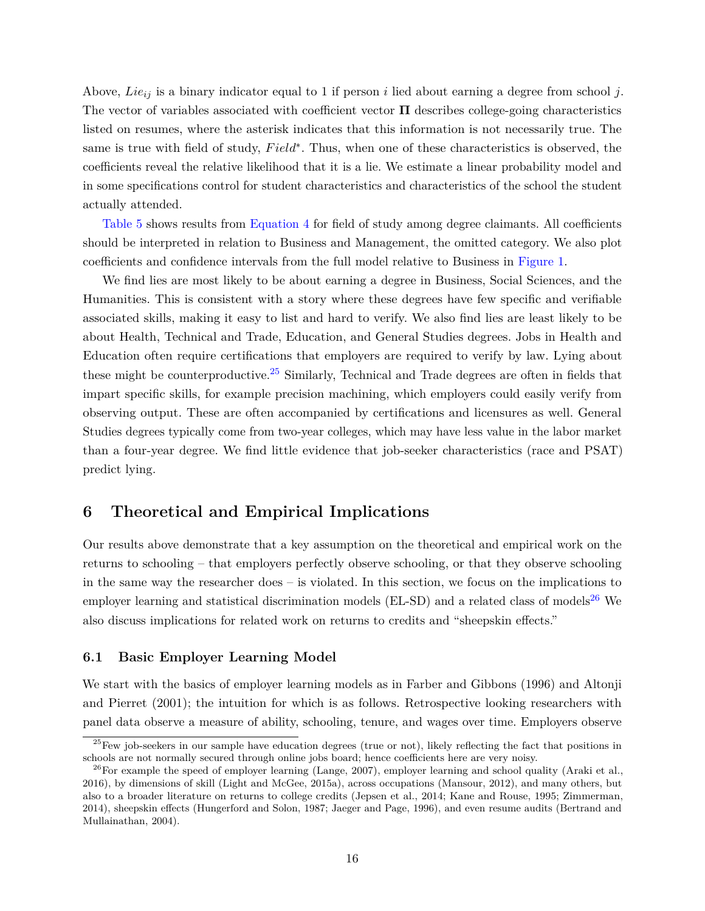Above, $Lie_{ij}$ is a binary indicator equal to 1 if person $i$ lied about earning a degree from school $j$. The vector of variables associated with coefficient vector $\mathbf{\Pi}$ describes college-going characteristics listed on resumes, where the asterisk indicates that this information is not necessarily true. The same is true with field of study, $Field^*$. Thus, when one of these characteristics is observed, the coefficients reveal the relative likelihood that it is a lie. We estimate a linear probability model and in some specifications control for student characteristics and characteristics of the school the student actually attended.

Table 5 shows results from Equation 4 for field of study among degree claimants. All coefficients should be interpreted in relation to Business and Management, the omitted category. We also plot coefficients and confidence intervals from the full model relative to Business in Figure 1.

We find lies are most likely to be about earning a degree in Business, Social Sciences, and the Humanities. This is consistent with a story where these degrees have few specific and verifiable associated skills, making it easy to list and hard to verify. We also find lies are least likely to be about Health, Technical and Trade, Education, and General Studies degrees. Jobs in Health and Education often require certifications that employers are required to verify by law. Lying about these might be counterproductive.[25] Similarly, Technical and Trade degrees are often in fields that impart specific skills, for example precision machining, which employers could easily verify from observing output. These are often accompanied by certifications and licensures as well. General Studies degrees typically come from two-year colleges, which may have less value in the labor market than a four-year degree. We find little evidence that job-seeker characteristics (race and PSAT) predict lying.

## 6 Theoretical and Empirical Implications

Our results above demonstrate that a key assumption on the theoretical and empirical work on the returns to schooling – that employers perfectly observe schooling, or that they observe schooling in the same way the researcher does – is violated. In this section, we focus on the implications to employer learning and statistical discrimination models (EL-SD) and a related class of models[26] We also discuss implications for related work on returns to credits and "sheepskin effects."

### 6.1 Basic Employer Learning Model

We start with the basics of employer learning models as in Farber and Gibbons (1996) and Altonji and Pierret (2001); the intuition for which is as follows. Retrospective looking researchers with panel data observe a measure of ability, schooling, tenure, and wages over time. Employers observe

[25] Few job-seekers in our sample have education degrees (true or not), likely reflecting the fact that positions in schools are not normally secured through online jobs board; hence coefficients here are very noisy.

[26] For example the speed of employer learning (Lange, 2007), employer learning and school quality (Araki et al., 2016), by dimensions of skill (Light and McGee, 2015a), across occupations (Mansour, 2012), and many others, but also to a broader literature on returns to college credits (Jepsen et al., 2014; Kane and Rouse, 1995; Zimmerman, 2014), sheepskin effects (Hungerford and Solon, 1987; Jaeger and Page, 1996), and even resume audits (Bertrand and Mullainathan, 2004).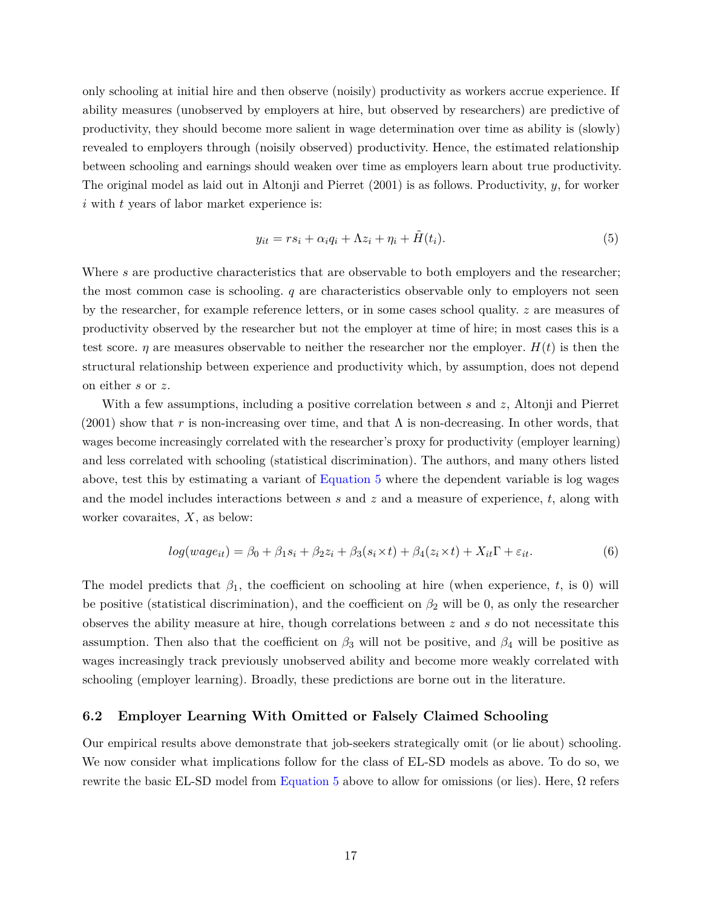only schooling at initial hire and then observe (noisily) productivity as workers accrue experience. If ability measures (unobserved by employers at hire, but observed by researchers) are predictive of productivity, they should become more salient in wage determination over time as ability is (slowly) revealed to employers through (noisily observed) productivity. Hence, the estimated relationship between schooling and earnings should weaken over time as employers learn about true productivity. The original model as laid out in Altonji and Pierret (2001) is as follows. Productivity, $y$, for worker $i$ with $t$ years of labor market experience is:

$$y_{it} = rs_i + \alpha_i q_i + \Lambda z_i + \eta_i + \tilde{H}(t_i). \tag{5}$$

Where $s$ are productive characteristics that are observable to both employers and the researcher; the most common case is schooling. $q$ are characteristics observable only to employers not seen by the researcher, for example reference letters, or in some cases school quality. $z$ are measures of productivity observed by the researcher but not the employer at time of hire; in most cases this is a test score. $\eta$ are measures observable to neither the researcher nor the employer. $H(t)$ is then the structural relationship between experience and productivity which, by assumption, does not depend on either $s$ or $z$.

With a few assumptions, including a positive correlation between $s$ and $z$, Altonji and Pierret (2001) show that $r$ is non-increasing over time, and that $\Lambda$ is non-decreasing. In other words, that wages become increasingly correlated with the researcher's proxy for productivity (employer learning) and less correlated with schooling (statistical discrimination). The authors, and many others listed above, test this by estimating a variant of Equation 5 where the dependent variable is log wages and the model includes interactions between $s$ and $z$ and a measure of experience, $t$, along with worker covaraites, $X$, as below:

$$log(wage_{it}) = \beta_0 + \beta_1 s_i + \beta_2 z_i + \beta_3(s_i \times t) + \beta_4(z_i \times t) + X_{it}\Gamma + \varepsilon_{it}. \tag{6}$$

The model predicts that $\beta_1$, the coefficient on schooling at hire (when experience, $t$, is 0) will be positive (statistical discrimination), and the coefficient on $\beta_2$ will be 0, as only the researcher observes the ability measure at hire, though correlations between $z$ and $s$ do not necessitate this assumption. Then also that the coefficient on $\beta_3$ will not be positive, and $\beta_4$ will be positive as wages increasingly track previously unobserved ability and become more weakly correlated with schooling (employer learning). Broadly, these predictions are borne out in the literature.

### 6.2 Employer Learning With Omitted or Falsely Claimed Schooling

Our empirical results above demonstrate that job-seekers strategically omit (or lie about) schooling. We now consider what implications follow for the class of EL-SD models as above. To do so, we rewrite the basic EL-SD model from Equation 5 above to allow for omissions (or lies). Here, $\Omega$ refers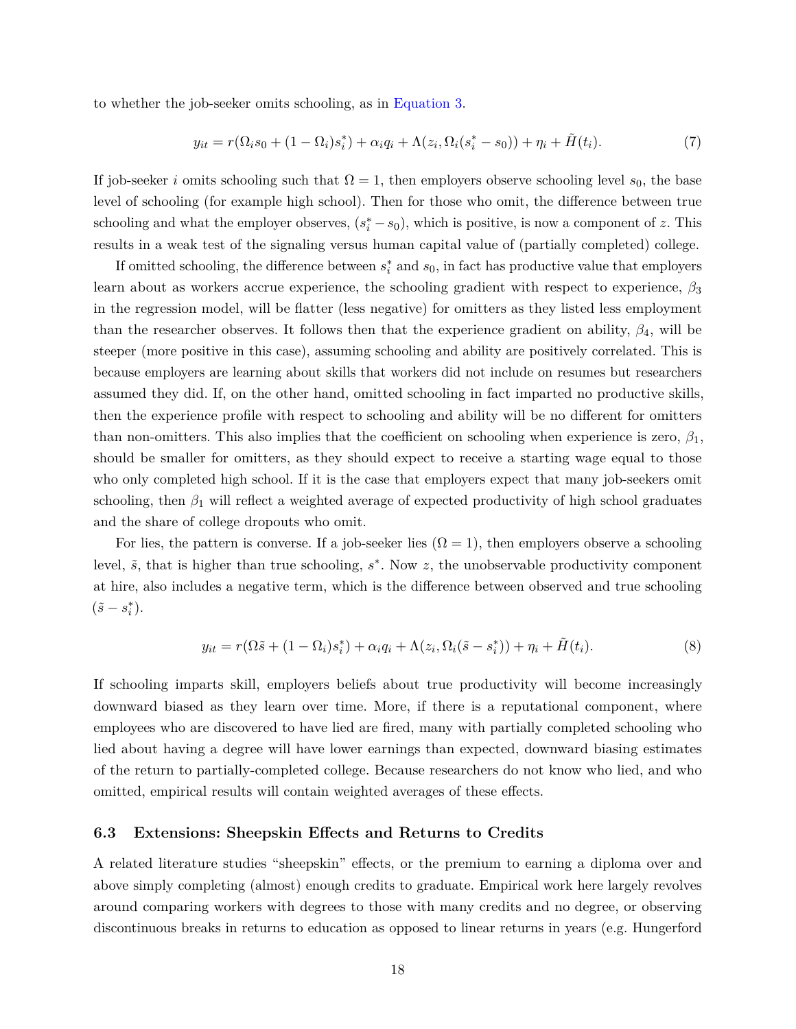to whether the job-seeker omits schooling, as in Equation 3.

$$y_{it} = r(\Omega_i s_0 + (1 - \Omega_i)s_i^*) + \alpha_i q_i + \Lambda(z_i, \Omega_i(s_i^* - s_0)) + \eta_i + \tilde{H}(t_i). \tag{7}$$

If job-seeker $i$ omits schooling such that $\Omega = 1$, then employers observe schooling level $s_0$, the base level of schooling (for example high school). Then for those who omit, the difference between true schooling and what the employer observes, $(s_i^* - s_0)$, which is positive, is now a component of $z$. This results in a weak test of the signaling versus human capital value of (partially completed) college.

If omitted schooling, the difference between $s_i^*$ and $s_0$, in fact has productive value that employers learn about as workers accrue experience, the schooling gradient with respect to experience, $\beta_3$ in the regression model, will be flatter (less negative) for omitters as they listed less employment than the researcher observes. It follows then that the experience gradient on ability, $\beta_4$, will be steeper (more positive in this case), assuming schooling and ability are positively correlated. This is because employers are learning about skills that workers did not include on resumes but researchers assumed they did. If, on the other hand, omitted schooling in fact imparted no productive skills, then the experience profile with respect to schooling and ability will be no different for omitters than non-omitters. This also implies that the coefficient on schooling when experience is zero, $\beta_1$, should be smaller for omitters, as they should expect to receive a starting wage equal to those who only completed high school. If it is the case that employers expect that many job-seekers omit schooling, then $\beta_1$ will reflect a weighted average of expected productivity of high school graduates and the share of college dropouts who omit.

For lies, the pattern is converse. If a job-seeker lies ($\Omega = 1$), then employers observe a schooling level, $\tilde{s}$, that is higher than true schooling, $s^*$. Now $z$, the unobservable productivity component at hire, also includes a negative term, which is the difference between observed and true schooling $(\tilde{s} - s_i^*)$.

$$y_{it} = r(\Omega \tilde{s} + (1 - \Omega_i)s_i^*) + \alpha_i q_i + \Lambda(z_i, \Omega_i(\tilde{s} - s_i^*)) + \eta_i + \tilde{H}(t_i). \tag{8}$$

If schooling imparts skill, employers beliefs about true productivity will become increasingly downward biased as they learn over time. More, if there is a reputational component, where employees who are discovered to have lied are fired, many with partially completed schooling who lied about having a degree will have lower earnings than expected, downward biasing estimates of the return to partially-completed college. Because researchers do not know who lied, and who omitted, empirical results will contain weighted averages of these effects.

### 6.3 Extensions: Sheepskin Effects and Returns to Credits

A related literature studies "sheepskin" effects, or the premium to earning a diploma over and above simply completing (almost) enough credits to graduate. Empirical work here largely revolves around comparing workers with degrees to those with many credits and no degree, or observing discontinuous breaks in returns to education as opposed to linear returns in years (e.g. Hungerford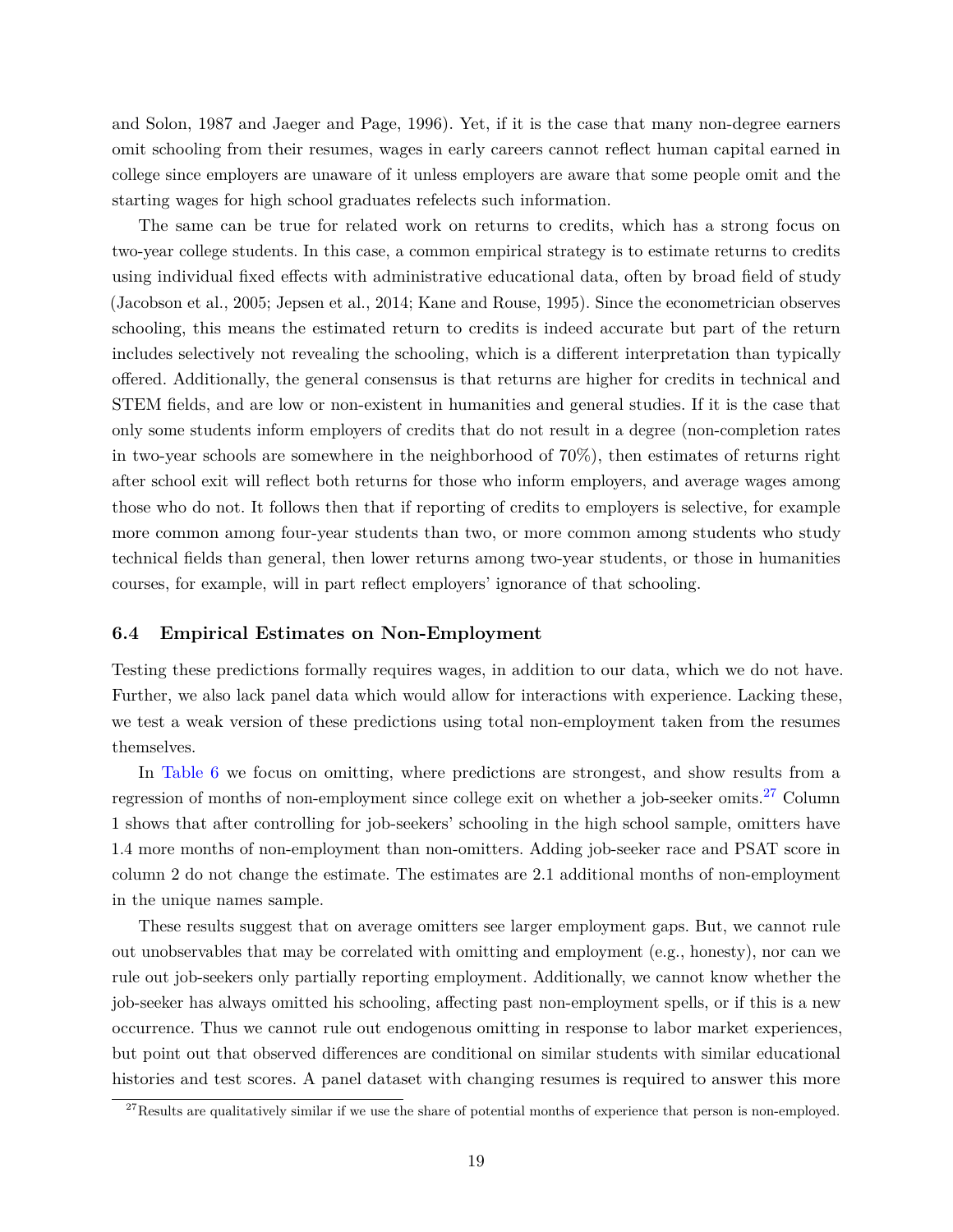and Solon, 1987 and Jaeger and Page, 1996). Yet, if it is the case that many non-degree earners omit schooling from their resumes, wages in early careers cannot reflect human capital earned in college since employers are unaware of it unless employers are aware that some people omit and the starting wages for high school graduates refelects such information.

The same can be true for related work on returns to credits, which has a strong focus on two-year college students. In this case, a common empirical strategy is to estimate returns to credits using individual fixed effects with administrative educational data, often by broad field of study (Jacobson et al., 2005; Jepsen et al., 2014; Kane and Rouse, 1995). Since the econometrician observes schooling, this means the estimated return to credits is indeed accurate but part of the return includes selectively not revealing the schooling, which is a different interpretation than typically offered. Additionally, the general consensus is that returns are higher for credits in technical and STEM fields, and are low or non-existent in humanities and general studies. If it is the case that only some students inform employers of credits that do not result in a degree (non-completion rates in two-year schools are somewhere in the neighborhood of 70%), then estimates of returns right after school exit will reflect both returns for those who inform employers, and average wages among those who do not. It follows then that if reporting of credits to employers is selective, for example more common among four-year students than two, or more common among students who study technical fields than general, then lower returns among two-year students, or those in humanities courses, for example, will in part reflect employers' ignorance of that schooling.

### 6.4 Empirical Estimates on Non-Employment

Testing these predictions formally requires wages, in addition to our data, which we do not have. Further, we also lack panel data which would allow for interactions with experience. Lacking these, we test a weak version of these predictions using total non-employment taken from the resumes themselves.

In Table 6 we focus on omitting, where predictions are strongest, and show results from a regression of months of non-employment since college exit on whether a job-seeker omits.[27] Column 1 shows that after controlling for job-seekers' schooling in the high school sample, omitters have 1.4 more months of non-employment than non-omitters. Adding job-seeker race and PSAT score in column 2 do not change the estimate. The estimates are 2.1 additional months of non-employment in the unique names sample.

These results suggest that on average omitters see larger employment gaps. But, we cannot rule out unobservables that may be correlated with omitting and employment (e.g., honesty), nor can we rule out job-seekers only partially reporting employment. Additionally, we cannot know whether the job-seeker has always omitted his schooling, affecting past non-employment spells, or if this is a new occurrence. Thus we cannot rule out endogenous omitting in response to labor market experiences, but point out that observed differences are conditional on similar students with similar educational histories and test scores. A panel dataset with changing resumes is required to answer this more

[27] Results are qualitatively similar if we use the share of potential months of experience that person is non-employed.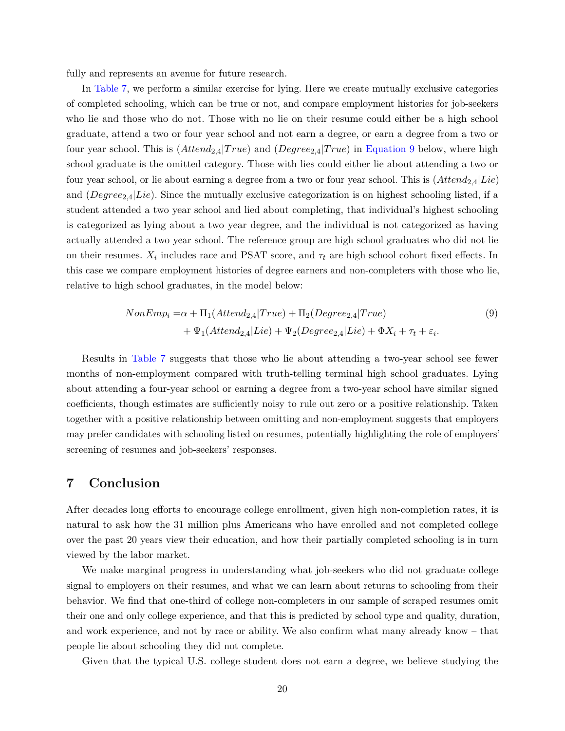fully and represents an avenue for future research.

In Table 7, we perform a similar exercise for lying. Here we create mutually exclusive categories of completed schooling, which can be true or not, and compare employment histories for job-seekers who lie and those who do not. Those with no lie on their resume could either be a high school graduate, attend a two or four year school and not earn a degree, or earn a degree from a two or four year school. This is $(Attend_{2,4}|True)$ and $(Degree_{2,4}|True)$ in Equation 9 below, where high school graduate is the omitted category. Those with lies could either lie about attending a two or four year school, or lie about earning a degree from a two or four year school. This is $(Attend_{2,4}|Lie)$ and $(Degree_{2,4}|Lie)$. Since the mutually exclusive categorization is on highest schooling listed, if a student attended a two year school and lied about completing, that individual's highest schooling is categorized as lying about a two year degree, and the individual is not categorized as having actually attended a two year school. The reference group are high school graduates who did not lie on their resumes. $X_i$ includes race and PSAT score, and $\tau_t$ are high school cohort fixed effects. In this case we compare employment histories of degree earners and non-completers with those who lie, relative to high school graduates, in the model below:

$$
\begin{aligned}
NonEmp_i =& \alpha + \Pi_1(Attend_{2,4}|True) + \Pi_2(Degree_{2,4}|True) \\
&+ \Psi_1(Attend_{2,4}|Lie) + \Psi_2(Degree_{2,4}|Lie) + \Phi X_i + \tau_t + \varepsilon_i.
\end{aligned} \tag{9}
$$

Results in Table 7 suggests that those who lie about attending a two-year school see fewer months of non-employment compared with truth-telling terminal high school graduates. Lying about attending a four-year school or earning a degree from a two-year school have similar signed coefficients, though estimates are sufficiently noisy to rule out zero or a positive relationship. Taken together with a positive relationship between omitting and non-employment suggests that employers may prefer candidates with schooling listed on resumes, potentially highlighting the role of employers' screening of resumes and job-seekers' responses.

## 7 Conclusion

After decades long efforts to encourage college enrollment, given high non-completion rates, it is natural to ask how the 31 million plus Americans who have enrolled and not completed college over the past 20 years view their education, and how their partially completed schooling is in turn viewed by the labor market.

We make marginal progress in understanding what job-seekers who did not graduate college signal to employers on their resumes, and what we can learn about returns to schooling from their behavior. We find that one-third of college non-completers in our sample of scraped resumes omit their one and only college experience, and that this is predicted by school type and quality, duration, and work experience, and not by race or ability. We also confirm what many already know – that people lie about schooling they did not complete.

Given that the typical U.S. college student does not earn a degree, we believe studying the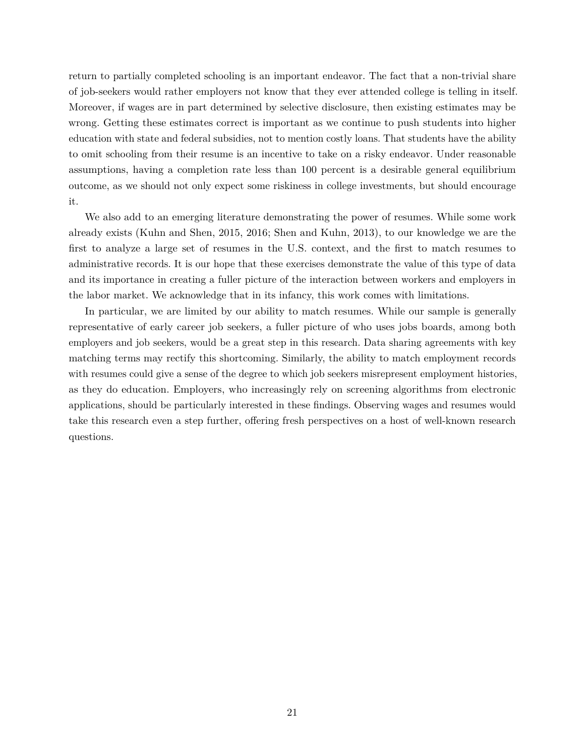return to partially completed schooling is an important endeavor. The fact that a non-trivial share of job-seekers would rather employers not know that they ever attended college is telling in itself. Moreover, if wages are in part determined by selective disclosure, then existing estimates may be wrong. Getting these estimates correct is important as we continue to push students into higher education with state and federal subsidies, not to mention costly loans. That students have the ability to omit schooling from their resume is an incentive to take on a risky endeavor. Under reasonable assumptions, having a completion rate less than 100 percent is a desirable general equilibrium outcome, as we should not only expect some riskiness in college investments, but should encourage it.

We also add to an emerging literature demonstrating the power of resumes. While some work already exists (Kuhn and Shen, 2015, 2016; Shen and Kuhn, 2013), to our knowledge we are the first to analyze a large set of resumes in the U.S. context, and the first to match resumes to administrative records. It is our hope that these exercises demonstrate the value of this type of data and its importance in creating a fuller picture of the interaction between workers and employers in the labor market. We acknowledge that in its infancy, this work comes with limitations.

In particular, we are limited by our ability to match resumes. While our sample is generally representative of early career job seekers, a fuller picture of who uses jobs boards, among both employers and job seekers, would be a great step in this research. Data sharing agreements with key matching terms may rectify this shortcoming. Similarly, the ability to match employment records with resumes could give a sense of the degree to which job seekers misrepresent employment histories, as they do education. Employers, who increasingly rely on screening algorithms from electronic applications, should be particularly interested in these findings. Observing wages and resumes would take this research even a step further, offering fresh perspectives on a host of well-known research questions.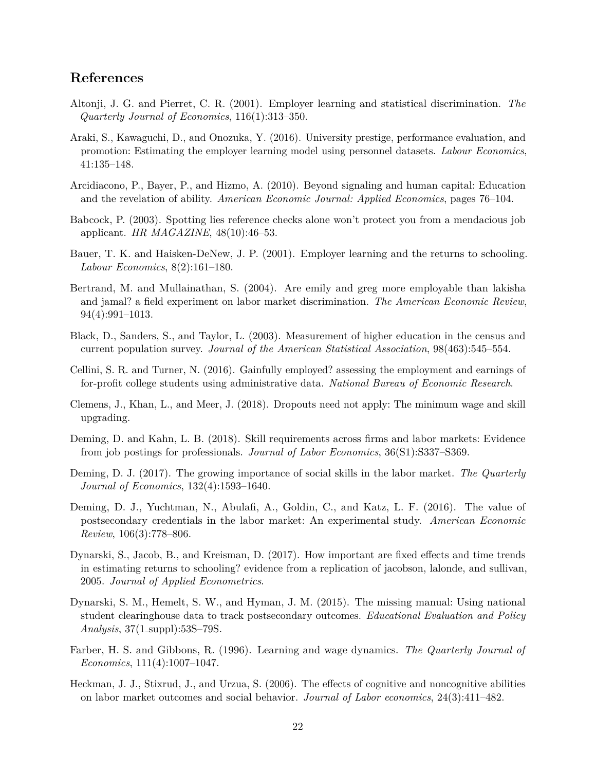## References

Altonji, J. G. and Pierret, C. R. (2001). Employer learning and statistical discrimination. *The Quarterly Journal of Economics*, 116(1):313–350.

Araki, S., Kawaguchi, D., and Onozuka, Y. (2016). University prestige, performance evaluation, and promotion: Estimating the employer learning model using personnel datasets. *Labour Economics*, 41:135–148.

Arcidiacono, P., Bayer, P., and Hizmo, A. (2010). Beyond signaling and human capital: Education and the revelation of ability. *American Economic Journal: Applied Economics*, pages 76–104.

Babcock, P. (2003). Spotting lies reference checks alone won't protect you from a mendacious job applicant. *HR MAGAZINE*, 48(10):46–53.

Bauer, T. K. and Haisken-DeNew, J. P. (2001). Employer learning and the returns to schooling. *Labour Economics*, 8(2):161–180.

Bertrand, M. and Mullainathan, S. (2004). Are emily and greg more employable than lakisha and jamal? a field experiment on labor market discrimination. *The American Economic Review*, 94(4):991–1013.

Black, D., Sanders, S., and Taylor, L. (2003). Measurement of higher education in the census and current population survey. *Journal of the American Statistical Association*, 98(463):545–554.

Cellini, S. R. and Turner, N. (2016). Gainfully employed? assessing the employment and earnings of for-profit college students using administrative data. *National Bureau of Economic Research*.

Clemens, J., Khan, L., and Meer, J. (2018). Dropouts need not apply: The minimum wage and skill upgrading.

Deming, D. and Kahn, L. B. (2018). Skill requirements across firms and labor markets: Evidence from job postings for professionals. *Journal of Labor Economics*, 36(S1):S337–S369.

Deming, D. J. (2017). The growing importance of social skills in the labor market. *The Quarterly Journal of Economics*, 132(4):1593–1640.

Deming, D. J., Yuchtman, N., Abulafi, A., Goldin, C., and Katz, L. F. (2016). The value of postsecondary credentials in the labor market: An experimental study. *American Economic Review*, 106(3):778–806.

Dynarski, S., Jacob, B., and Kreisman, D. (2017). How important are fixed effects and time trends in estimating returns to schooling? evidence from a replication of jacobson, lalonde, and sullivan, 2005. *Journal of Applied Econometrics*.

Dynarski, S. M., Hemelt, S. W., and Hyman, J. M. (2015). The missing manual: Using national student clearinghouse data to track postsecondary outcomes. *Educational Evaluation and Policy Analysis*, 37(1_suppl):53S–79S.

Farber, H. S. and Gibbons, R. (1996). Learning and wage dynamics. *The Quarterly Journal of Economics*, 111(4):1007–1047.

Heckman, J. J., Stixrud, J., and Urzua, S. (2006). The effects of cognitive and noncognitive abilities on labor market outcomes and social behavior. *Journal of Labor economics*, 24(3):411–482.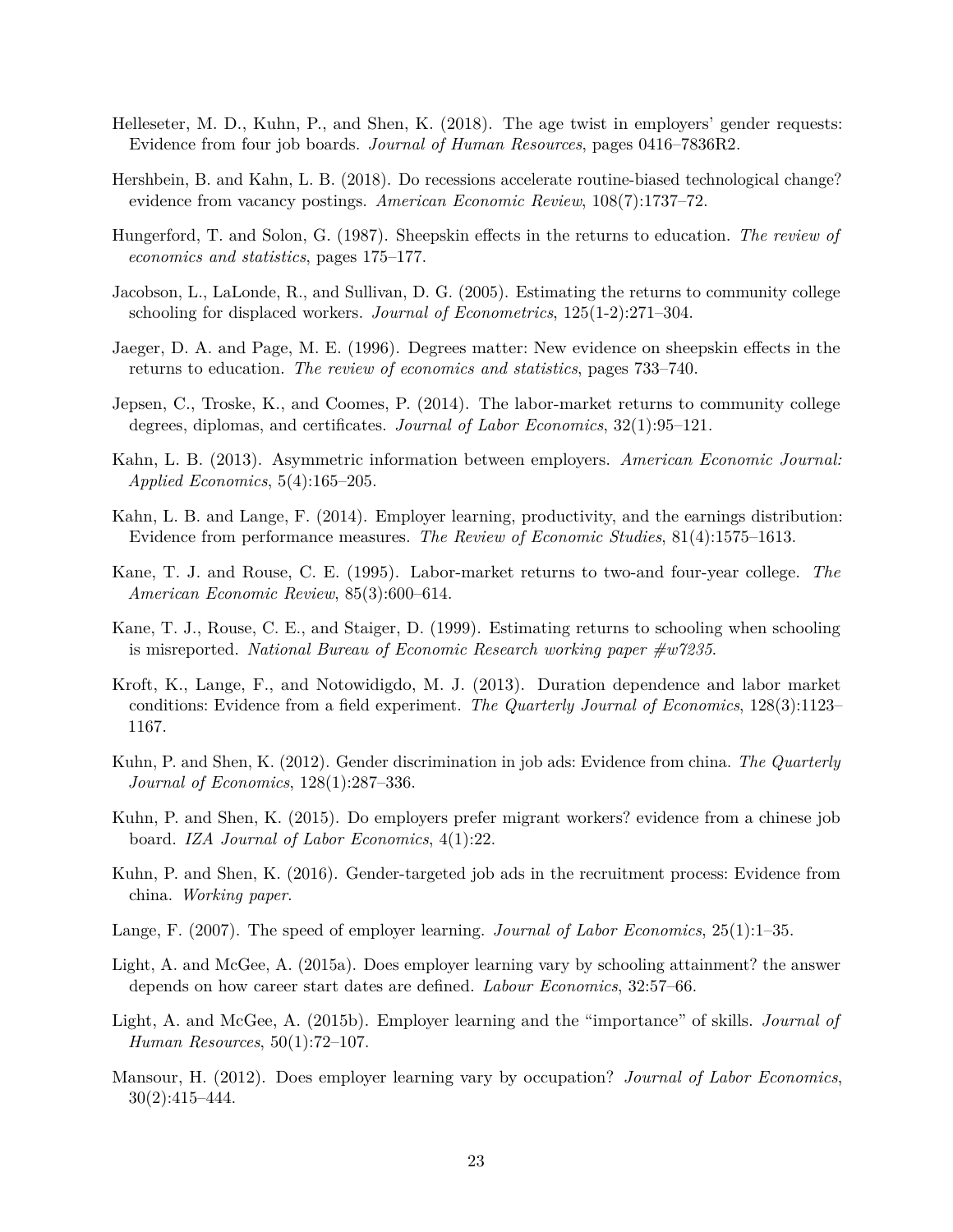Helleseter, M. D., Kuhn, P., and Shen, K. (2018). The age twist in employers' gender requests: Evidence from four job boards. *Journal of Human Resources*, pages 0416–7836R2.

Hershbein, B. and Kahn, L. B. (2018). Do recessions accelerate routine-biased technological change? evidence from vacancy postings. *American Economic Review*, 108(7):1737–72.

Hungerford, T. and Solon, G. (1987). Sheepskin effects in the returns to education. *The review of economics and statistics*, pages 175–177.

Jacobson, L., LaLonde, R., and Sullivan, D. G. (2005). Estimating the returns to community college schooling for displaced workers. *Journal of Econometrics*, 125(1-2):271–304.

Jaeger, D. A. and Page, M. E. (1996). Degrees matter: New evidence on sheepskin effects in the returns to education. *The review of economics and statistics*, pages 733–740.

Jepsen, C., Troske, K., and Coomes, P. (2014). The labor-market returns to community college degrees, diplomas, and certificates. *Journal of Labor Economics*, 32(1):95–121.

Kahn, L. B. (2013). Asymmetric information between employers. *American Economic Journal: Applied Economics*, 5(4):165–205.

Kahn, L. B. and Lange, F. (2014). Employer learning, productivity, and the earnings distribution: Evidence from performance measures. *The Review of Economic Studies*, 81(4):1575–1613.

Kane, T. J. and Rouse, C. E. (1995). Labor-market returns to two-and four-year college. *The American Economic Review*, 85(3):600–614.

Kane, T. J., Rouse, C. E., and Staiger, D. (1999). Estimating returns to schooling when schooling is misreported. *National Bureau of Economic Research working paper #w7235*.

Kroft, K., Lange, F., and Notowidigdo, M. J. (2013). Duration dependence and labor market conditions: Evidence from a field experiment. *The Quarterly Journal of Economics*, 128(3):1123–1167.

Kuhn, P. and Shen, K. (2012). Gender discrimination in job ads: Evidence from china. *The Quarterly Journal of Economics*, 128(1):287–336.

Kuhn, P. and Shen, K. (2015). Do employers prefer migrant workers? evidence from a chinese job board. *IZA Journal of Labor Economics*, 4(1):22.

Kuhn, P. and Shen, K. (2016). Gender-targeted job ads in the recruitment process: Evidence from china. *Working paper*.

Lange, F. (2007). The speed of employer learning. *Journal of Labor Economics*, 25(1):1–35.

Light, A. and McGee, A. (2015a). Does employer learning vary by schooling attainment? the answer depends on how career start dates are defined. *Labour Economics*, 32:57–66.

Light, A. and McGee, A. (2015b). Employer learning and the "importance" of skills. *Journal of Human Resources*, 50(1):72–107.

Mansour, H. (2012). Does employer learning vary by occupation? *Journal of Labor Economics*, 30(2):415–444.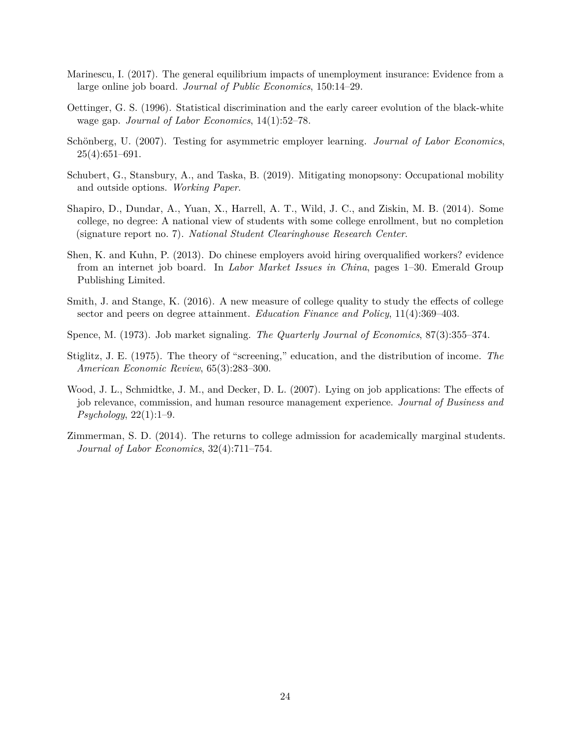Marinescu, I. (2017). The general equilibrium impacts of unemployment insurance: Evidence from a large online job board. *Journal of Public Economics*, 150:14–29.

Oettinger, G. S. (1996). Statistical discrimination and the early career evolution of the black-white wage gap. *Journal of Labor Economics*, 14(1):52–78.

Schönberg, U. (2007). Testing for asymmetric employer learning. *Journal of Labor Economics*, 25(4):651–691.

Schubert, G., Stansbury, A., and Taska, B. (2019). Mitigating monopsony: Occupational mobility and outside options. *Working Paper*.

Shapiro, D., Dundar, A., Yuan, X., Harrell, A. T., Wild, J. C., and Ziskin, M. B. (2014). Some college, no degree: A national view of students with some college enrollment, but no completion (signature report no. 7). *National Student Clearinghouse Research Center*.

Shen, K. and Kuhn, P. (2013). Do chinese employers avoid hiring overqualified workers? evidence from an internet job board. In *Labor Market Issues in China*, pages 1–30. Emerald Group Publishing Limited.

Smith, J. and Stange, K. (2016). A new measure of college quality to study the effects of college sector and peers on degree attainment. *Education Finance and Policy*, 11(4):369–403.

Spence, M. (1973). Job market signaling. *The Quarterly Journal of Economics*, 87(3):355–374.

Stiglitz, J. E. (1975). The theory of "screening," education, and the distribution of income. *The American Economic Review*, 65(3):283–300.

Wood, J. L., Schmidtke, J. M., and Decker, D. L. (2007). Lying on job applications: The effects of job relevance, commission, and human resource management experience. *Journal of Business and Psychology*, 22(1):1–9.

Zimmerman, S. D. (2014). The returns to college admission for academically marginal students. *Journal of Labor Economics*, 32(4):711–754.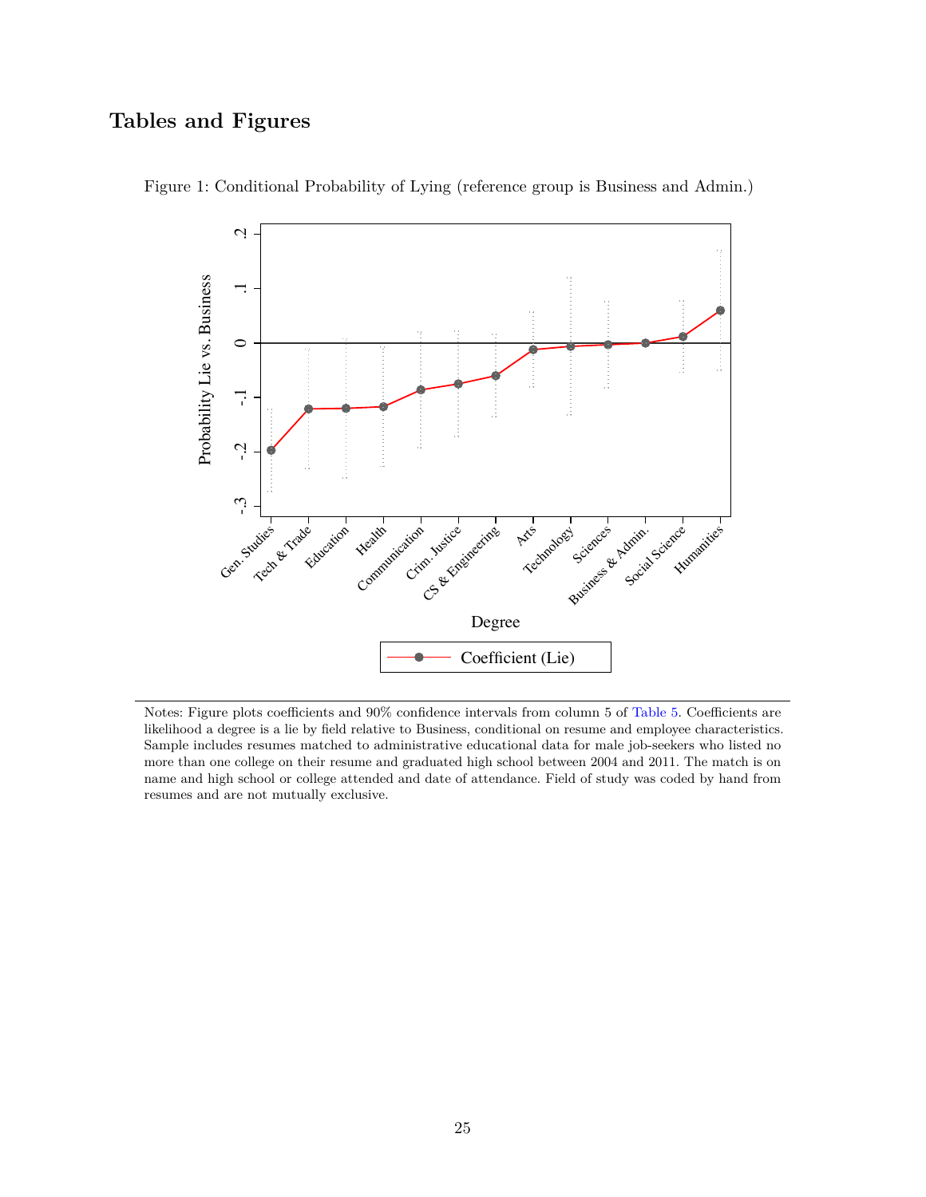## Tables and Figures

Figure 1: Conditional Probability of Lying (reference group is Business and Admin.)

Notes: Figure plots coefficients and 90% confidence intervals from column 5 of Table 5. Coefficients are likelihood a degree is a lie by field relative to Business, conditional on resume and employee characteristics. Sample includes resumes matched to administrative educational data for male job-seekers who listed no more than one college on their resume and graduated high school between 2004 and 2011. The match is on name and high school or college attended and date of attendance. Field of study was coded by hand from resumes and are not mutually exclusive.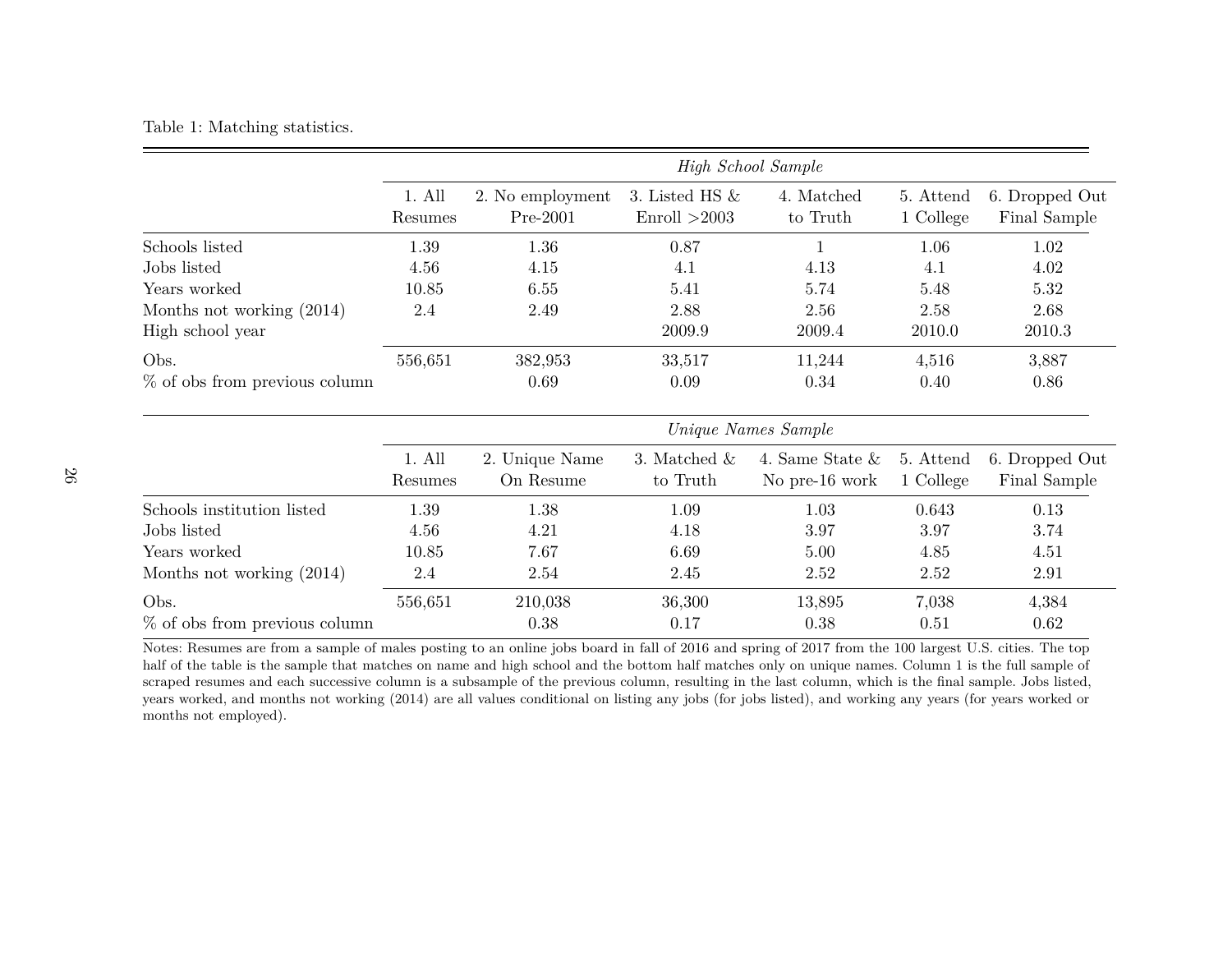Table 1: Matching statistics.

| | *High School Sample* | | | | | |
|---|---|---|---|---|---|---|
| | 1. All Resumes | 2. No employment Pre-2001 | 3. Listed HS & Enroll >2003 | 4. Matched to Truth | 5. Attend 1 College | 6. Dropped Out Final Sample |
| Schools listed | 1.39 | 1.36 | 0.87 | 1 | 1.06 | 1.02 |
| Jobs listed | 4.56 | 4.15 | 4.1 | 4.13 | 4.1 | 4.02 |
| Years worked | 10.85 | 6.55 | 5.41 | 5.74 | 5.48 | 5.32 |
| Months not working (2014) | 2.4 | 2.49 | 2.88 | 2.56 | 2.58 | 2.68 |
| High school year | | | 2009.9 | 2009.4 | 2010.0 | 2010.3 |
| Obs. | 556,651 | 382,953 | 33,517 | 11,244 | 4,516 | 3,887 |
| % of obs from previous column | | 0.69 | 0.09 | 0.34 | 0.40 | 0.86 |

| | *Unique Names Sample* | | | | | |
|---|---|---|---|---|---|---|
| | 1. All Resumes | 2. Unique Name On Resume | 3. Matched & to Truth | 4. Same State & No pre-16 work | 5. Attend 1 College | 6. Dropped Out Final Sample |
| Schools institution listed | 1.39 | 1.38 | 1.09 | 1.03 | 0.643 | 0.13 |
| Jobs listed | 4.56 | 4.21 | 4.18 | 3.97 | 3.97 | 3.74 |
| Years worked | 10.85 | 7.67 | 6.69 | 5.00 | 4.85 | 4.51 |
| Months not working (2014) | 2.4 | 2.54 | 2.45 | 2.52 | 2.52 | 2.91 |
| Obs. | 556,651 | 210,038 | 36,300 | 13,895 | 7,038 | 4,384 |
| % of obs from previous column | | 0.38 | 0.17 | 0.38 | 0.51 | 0.62 |

Notes: Resumes are from a sample of males posting to an online jobs board in fall of 2016 and spring of 2017 from the 100 largest U.S. cities. The top half of the table is the sample that matches on name and high school and the bottom half matches only on unique names. Column 1 is the full sample of scraped resumes and each successive column is a subsample of the previous column, resulting in the last column, which is the final sample. Jobs listed, years worked, and months not working (2014) are all values conditional on listing any jobs (for jobs listed), and working any years (for years worked or months not employed).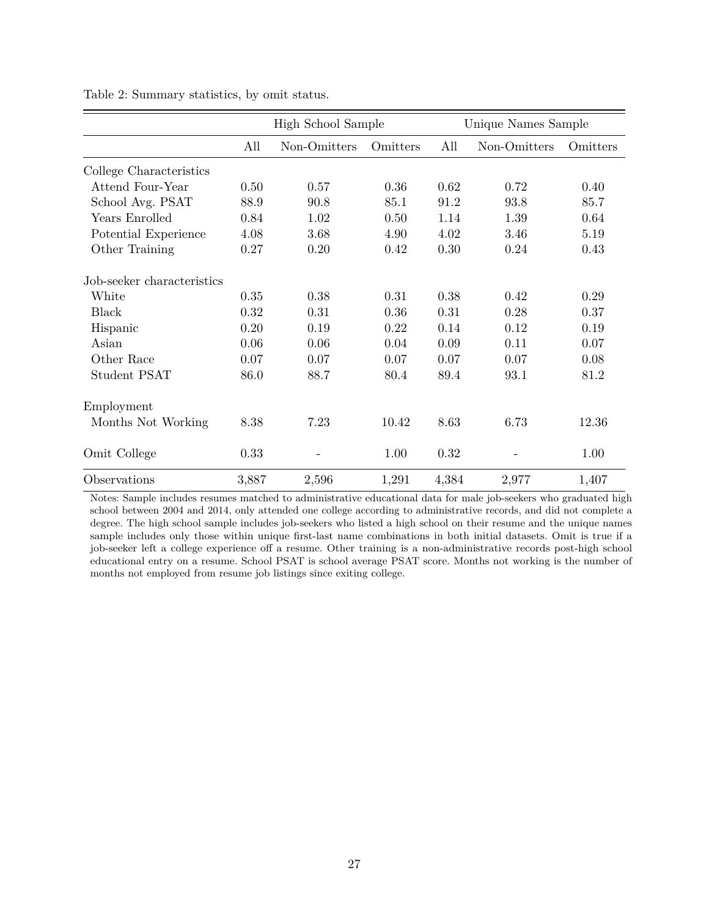Table 2: Summary statistics, by omit status.

| | High School Sample | | | Unique Names Sample | | |
|---|---|---|---|---|---|---|
| | All | Non-Omitters | Omitters | All | Non-Omitters | Omitters |
| College Characteristics | | | | | | |
| Attend Four-Year | 0.50 | 0.57 | 0.36 | 0.62 | 0.72 | 0.40 |
| School Avg. PSAT | 88.9 | 90.8 | 85.1 | 91.2 | 93.8 | 85.7 |
| Years Enrolled | 0.84 | 1.02 | 0.50 | 1.14 | 1.39 | 0.64 |
| Potential Experience | 4.08 | 3.68 | 4.90 | 4.02 | 3.46 | 5.19 |
| Other Training | 0.27 | 0.20 | 0.42 | 0.30 | 0.24 | 0.43 |
| Job-seeker characteristics | | | | | | |
| White | 0.35 | 0.38 | 0.31 | 0.38 | 0.42 | 0.29 |
| Black | 0.32 | 0.31 | 0.36 | 0.31 | 0.28 | 0.37 |
| Hispanic | 0.20 | 0.19 | 0.22 | 0.14 | 0.12 | 0.19 |
| Asian | 0.06 | 0.06 | 0.04 | 0.09 | 0.11 | 0.07 |
| Other Race | 0.07 | 0.07 | 0.07 | 0.07 | 0.07 | 0.08 |
| Student PSAT | 86.0 | 88.7 | 80.4 | 89.4 | 93.1 | 81.2 |
| Employment | | | | | | |
| Months Not Working | 8.38 | 7.23 | 10.42 | 8.63 | 6.73 | 12.36 |
| Omit College | 0.33 | - | 1.00 | 0.32 | - | 1.00 |
| Observations | 3,887 | 2,596 | 1,291 | 4,384 | 2,977 | 1,407 |

Notes: Sample includes resumes matched to administrative educational data for male job-seekers who graduated high school between 2004 and 2014, only attended one college according to administrative records, and did not complete a degree. The high school sample includes job-seekers who listed a high school on their resume and the unique names sample includes only those within unique first-last name combinations in both initial datasets. Omit is true if a job-seeker left a college experience off a resume. Other training is a non-administrative records post-high school educational entry on a resume. School PSAT is school average PSAT score. Months not working is the number of months not employed from resume job listings since exiting college.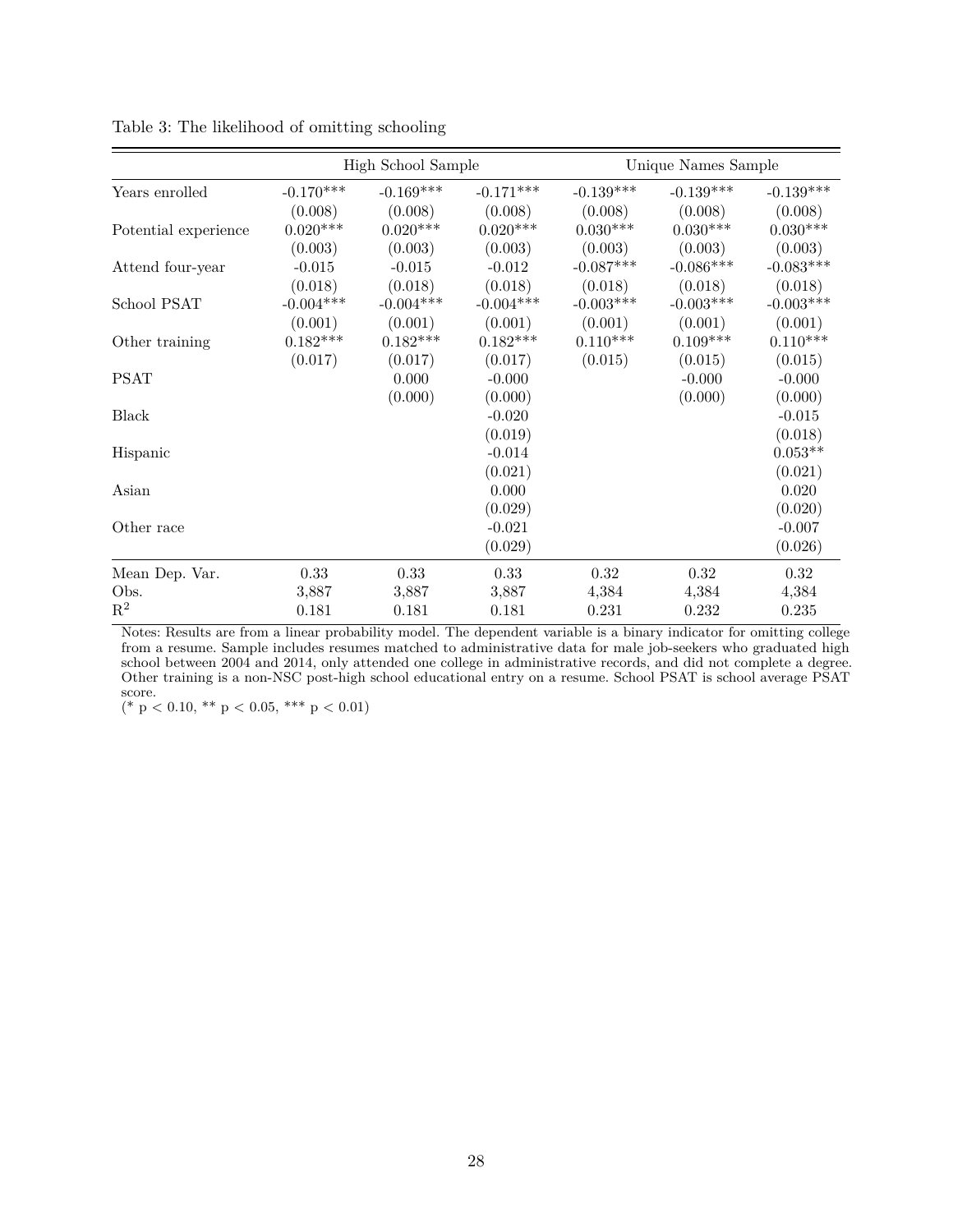Table 3: The likelihood of omitting schooling

| | High School Sample | | | Unique Names Sample | | |
|---|---|---|---|---|---|---|
| Years enrolled | -0.170*** | -0.169*** | -0.171*** | -0.139*** | -0.139*** | -0.139*** |
| | (0.008) | (0.008) | (0.008) | (0.008) | (0.008) | (0.008) |
| Potential experience | 0.020*** | 0.020*** | 0.020*** | 0.030*** | 0.030*** | 0.030*** |
| | (0.003) | (0.003) | (0.003) | (0.003) | (0.003) | (0.003) |
| Attend four-year | -0.015 | -0.015 | -0.012 | -0.087*** | -0.086*** | -0.083*** |
| | (0.018) | (0.018) | (0.018) | (0.018) | (0.018) | (0.018) |
| School PSAT | -0.004*** | -0.004*** | -0.004*** | -0.003*** | -0.003*** | -0.003*** |
| | (0.001) | (0.001) | (0.001) | (0.001) | (0.001) | (0.001) |
| Other training | 0.182*** | 0.182*** | 0.182*** | 0.110*** | 0.109*** | 0.110*** |
| | (0.017) | (0.017) | (0.017) | (0.015) | (0.015) | (0.015) |
| PSAT | | 0.000 | -0.000 | | -0.000 | -0.000 |
| | | (0.000) | (0.000) | | (0.000) | (0.000) |
| Black | | | -0.020 | | | -0.015 |
| | | | (0.019) | | | (0.018) |
| Hispanic | | | -0.014 | | | 0.053** |
| | | | (0.021) | | | (0.021) |
| Asian | | | 0.000 | | | 0.020 |
| | | | (0.029) | | | (0.020) |
| Other race | | | -0.021 | | | -0.007 |
| | | | (0.029) | | | (0.026) |
| Mean Dep. Var. | 0.33 | 0.33 | 0.33 | 0.32 | 0.32 | 0.32 |
| Obs. | 3,887 | 3,887 | 3,887 | 4,384 | 4,384 | 4,384 |
| $R^2$ | 0.181 | 0.181 | 0.181 | 0.231 | 0.232 | 0.235 |

Notes: Results are from a linear probability model. The dependent variable is a binary indicator for omitting college from a resume. Sample includes resumes matched to administrative data for male job-seekers who graduated high school between 2004 and 2014, only attended one college in administrative records, and did not complete a degree. Other training is a non-NSC post-high school educational entry on a resume. School PSAT is school average PSAT score.

(* $p < 0.10$, ** $p < 0.05$, *** $p < 0.01$)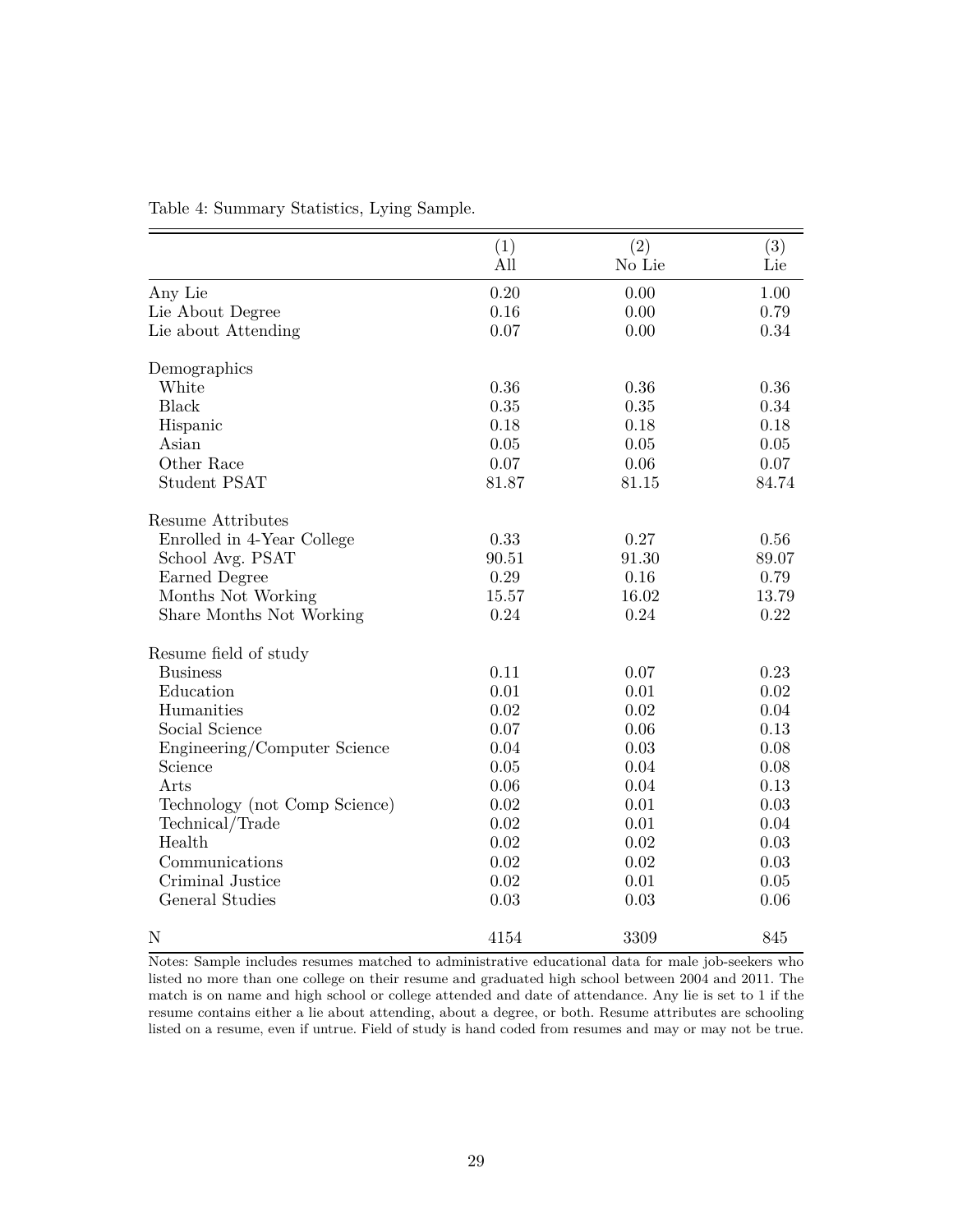Table 4: Summary Statistics, Lying Sample.

| | (1) All | (2) No Lie | (3) Lie |
|---|---|---|---|
| Any Lie | 0.20 | 0.00 | 1.00 |
| Lie About Degree | 0.16 | 0.00 | 0.79 |
| Lie about Attending | 0.07 | 0.00 | 0.34 |
| Demographics | | | |
| White | 0.36 | 0.36 | 0.36 |
| Black | 0.35 | 0.35 | 0.34 |
| Hispanic | 0.18 | 0.18 | 0.18 |
| Asian | 0.05 | 0.05 | 0.05 |
| Other Race | 0.07 | 0.06 | 0.07 |
| Student PSAT | 81.87 | 81.15 | 84.74 |
| Resume Attributes | | | |
| Enrolled in 4-Year College | 0.33 | 0.27 | 0.56 |
| School Avg. PSAT | 90.51 | 91.30 | 89.07 |
| Earned Degree | 0.29 | 0.16 | 0.79 |
| Months Not Working | 15.57 | 16.02 | 13.79 |
| Share Months Not Working | 0.24 | 0.24 | 0.22 |
| Resume field of study | | | |
| Business | 0.11 | 0.07 | 0.23 |
| Education | 0.01 | 0.01 | 0.02 |
| Humanities | 0.02 | 0.02 | 0.04 |
| Social Science | 0.07 | 0.06 | 0.13 |
| Engineering/Computer Science | 0.04 | 0.03 | 0.08 |
| Science | 0.05 | 0.04 | 0.08 |
| Arts | 0.06 | 0.04 | 0.13 |
| Technology (not Comp Science) | 0.02 | 0.01 | 0.03 |
| Technical/Trade | 0.02 | 0.01 | 0.04 |
| Health | 0.02 | 0.02 | 0.03 |
| Communications | 0.02 | 0.02 | 0.03 |
| Criminal Justice | 0.02 | 0.01 | 0.05 |
| General Studies | 0.03 | 0.03 | 0.06 |
| N | 4154 | 3309 | 845 |

Notes: Sample includes resumes matched to administrative educational data for male job-seekers who listed no more than one college on their resume and graduated high school between 2004 and 2011. The match is on name and high school or college attended and date of attendance. Any lie is set to 1 if the resume contains either a lie about attending, about a degree, or both. Resume attributes are schooling listed on a resume, even if untrue. Field of study is hand coded from resumes and may or may not be true.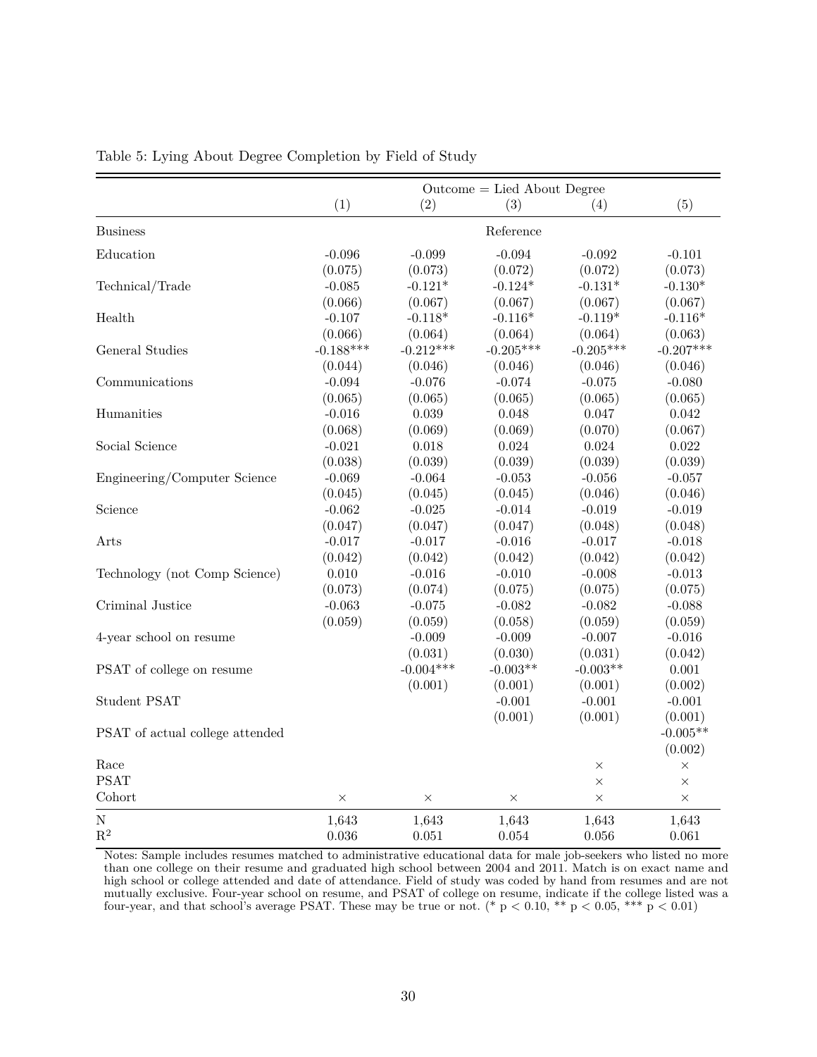Table 5: Lying About Degree Completion by Field of Study

| | Outcome = Lied About Degree | | | | |
|---|---|---|---|---|---|
| | (1) | (2) | (3) | (4) | (5) |
| Business | | | Reference | | |
| Education | -0.096 | -0.099 | -0.094 | -0.092 | -0.101 |
| | (0.075) | (0.073) | (0.072) | (0.072) | (0.073) |
| Technical/Trade | -0.085 | -0.121* | -0.124* | -0.131* | -0.130* |
| | (0.066) | (0.067) | (0.067) | (0.067) | (0.067) |
| Health | -0.107 | -0.118* | -0.116* | -0.119* | -0.116* |
| | (0.066) | (0.064) | (0.064) | (0.064) | (0.063) |
| General Studies | -0.188*** | -0.212*** | -0.205*** | -0.205*** | -0.207*** |
| | (0.044) | (0.046) | (0.046) | (0.046) | (0.046) |
| Communications | -0.094 | -0.076 | -0.074 | -0.075 | -0.080 |
| | (0.065) | (0.065) | (0.065) | (0.065) | (0.065) |
| Humanities | -0.016 | 0.039 | 0.048 | 0.047 | 0.042 |
| | (0.068) | (0.069) | (0.069) | (0.070) | (0.067) |
| Social Science | -0.021 | 0.018 | 0.024 | 0.024 | 0.022 |
| | (0.038) | (0.039) | (0.039) | (0.039) | (0.039) |
| Engineering/Computer Science | -0.069 | -0.064 | -0.053 | -0.056 | -0.057 |
| | (0.045) | (0.045) | (0.045) | (0.046) | (0.046) |
| Science | -0.062 | -0.025 | -0.014 | -0.019 | -0.019 |
| | (0.047) | (0.047) | (0.047) | (0.048) | (0.048) |
| Arts | -0.017 | -0.017 | -0.016 | -0.017 | -0.018 |
| | (0.042) | (0.042) | (0.042) | (0.042) | (0.042) |
| Technology (not Comp Science) | 0.010 | -0.016 | -0.010 | -0.008 | -0.013 |
| | (0.073) | (0.074) | (0.075) | (0.075) | (0.075) |
| Criminal Justice | -0.063 | -0.075 | -0.082 | -0.082 | -0.088 |
| | (0.059) | (0.059) | (0.058) | (0.059) | (0.059) |
| 4-year school on resume | | -0.009 | -0.009 | -0.007 | -0.016 |
| | | (0.031) | (0.030) | (0.031) | (0.042) |
| PSAT of college on resume | | -0.004*** | -0.003** | -0.003** | 0.001 |
| | | (0.001) | (0.001) | (0.001) | (0.002) |
| Student PSAT | | | -0.001 | -0.001 | -0.001 |
| | | | (0.001) | (0.001) | (0.001) |
| PSAT of actual college attended | | | | | -0.005** |
| | | | | | (0.002) |
| Race | | | | × | × |
| PSAT | | | | × | × |
| Cohort | × | × | × | × | × |
| N | 1,643 | 1,643 | 1,643 | 1,643 | 1,643 |
| $R^2$ | 0.036 | 0.051 | 0.054 | 0.056 | 0.061 |

Notes: Sample includes resumes matched to administrative educational data for male job-seekers who listed no more than one college on their resume and graduated high school between 2004 and 2011. Match is on exact name and high school or college attended and date of attendance. Field of study was coded by hand from resumes and are not mutually exclusive. Four-year school on resume, and PSAT of college on resume, indicate if the college listed was a four-year, and that school's average PSAT. These may be true or not. (* $p < 0.10$, ** $p < 0.05$, *** $p < 0.01$)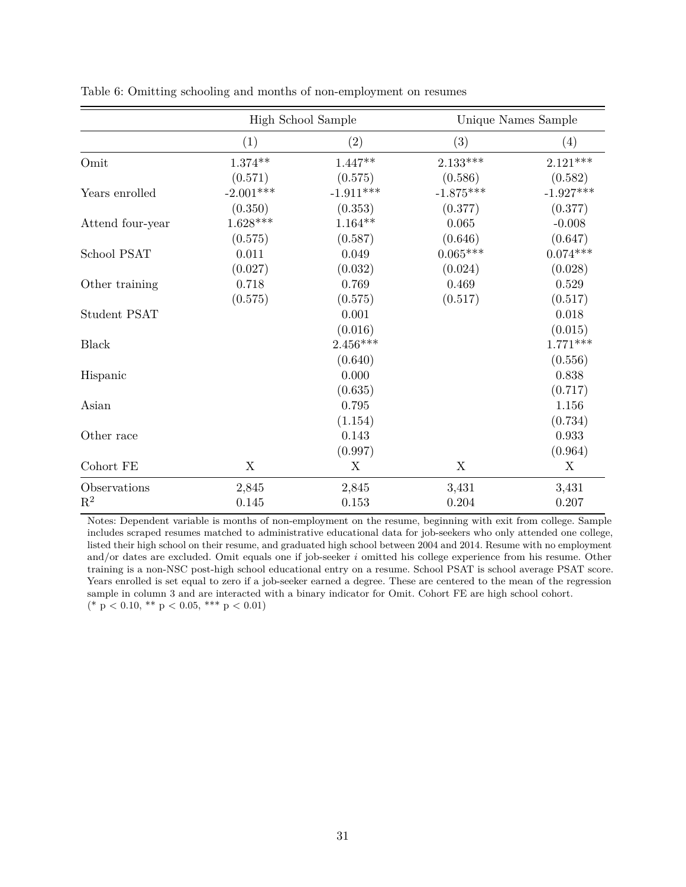Table 6: Omitting schooling and months of non-employment on resumes

| | High School Sample | | Unique Names Sample | |
|---|---|---|---|---|
| | (1) | (2) | (3) | (4) |
| Omit | 1.374** | 1.447** | 2.133*** | 2.121*** |
| | (0.571) | (0.575) | (0.586) | (0.582) |
| Years enrolled | -2.001*** | -1.911*** | -1.875*** | -1.927*** |
| | (0.350) | (0.353) | (0.377) | (0.377) |
| Attend four-year | 1.628*** | 1.164** | 0.065 | -0.008 |
| | (0.575) | (0.587) | (0.646) | (0.647) |
| School PSAT | 0.011 | 0.049 | 0.065*** | 0.074*** |
| | (0.027) | (0.032) | (0.024) | (0.028) |
| Other training | 0.718 | 0.769 | 0.469 | 0.529 |
| | (0.575) | (0.575) | (0.517) | (0.517) |
| Student PSAT | | 0.001 | | 0.018 |
| | | (0.016) | | (0.015) |
| Black | | 2.456*** | | 1.771*** |
| | | (0.640) | | (0.556) |
| Hispanic | | 0.000 | | 0.838 |
| | | (0.635) | | (0.717) |
| Asian | | 0.795 | | 1.156 |
| | | (1.154) | | (0.734) |
| Other race | | 0.143 | | 0.933 |
| | | (0.997) | | (0.964) |
| Cohort FE | X | X | X | X |
| Observations | 2,845 | 2,845 | 3,431 | 3,431 |
| $R^2$ | 0.145 | 0.153 | 0.204 | 0.207 |

Notes: Dependent variable is months of non-employment on the resume, beginning with exit from college. Sample includes scraped resumes matched to administrative educational data for job-seekers who only attended one college, listed their high school on their resume, and graduated high school between 2004 and 2014. Resume with no employment and/or dates are excluded. Omit equals one if job-seeker $i$ omitted his college experience from his resume. Other training is a non-NSC post-high school educational entry on a resume. School PSAT is school average PSAT score. Years enrolled is set equal to zero if a job-seeker earned a degree. These are centered to the mean of the regression sample in column 3 and are interacted with a binary indicator for Omit. Cohort FE are high school cohort.
(* $p < 0.10$, ** $p < 0.05$, *** $p < 0.01$)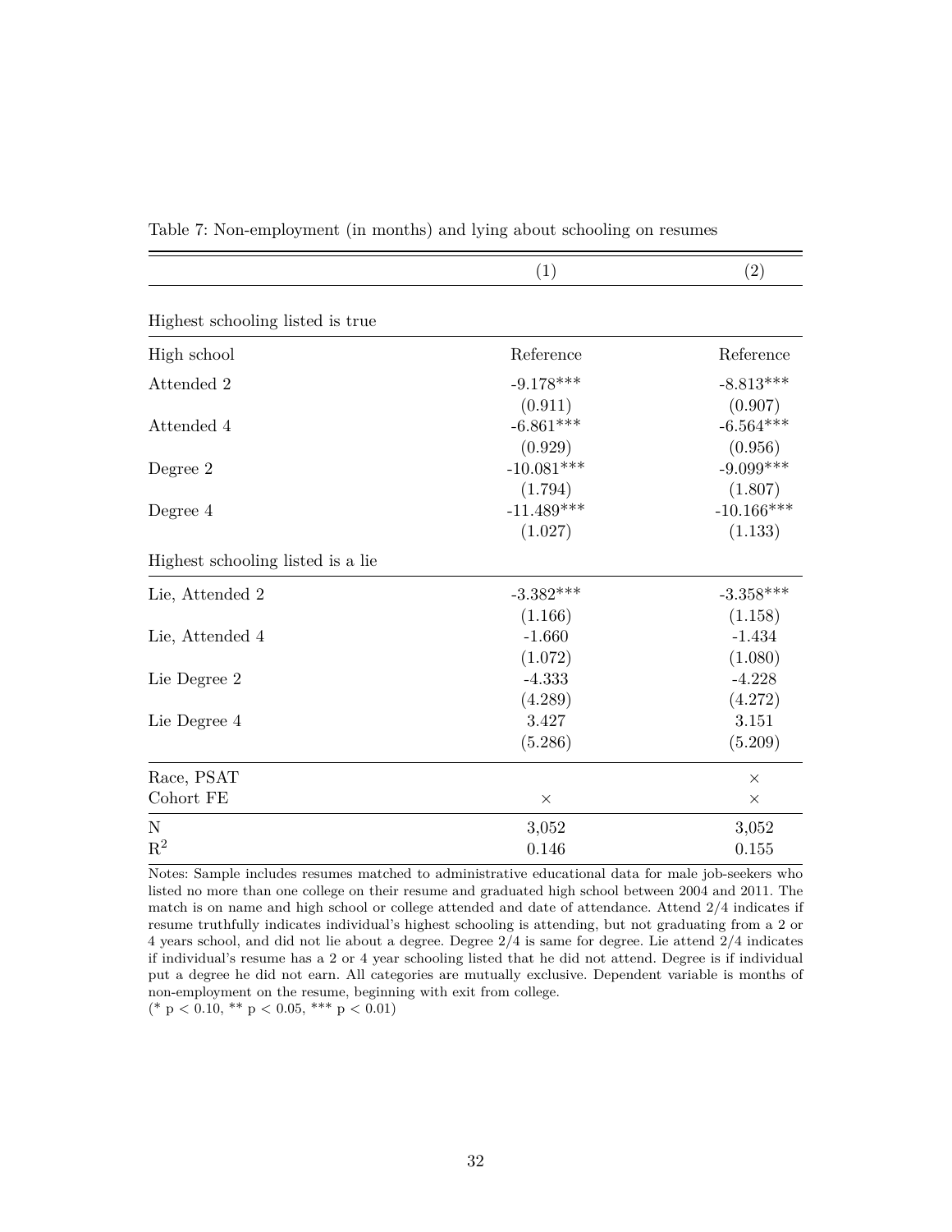Table 7: Non-employment (in months) and lying about schooling on resumes

| | (1) | (2) |
|---|---|---|
| **Highest schooling listed is true** | | |
| High school | Reference | Reference |
| Attended 2 | -9.178*** | -8.813*** |
| | (0.911) | (0.907) |
| Attended 4 | -6.861*** | -6.564*** |
| | (0.929) | (0.956) |
| Degree 2 | -10.081*** | -9.099*** |
| | (1.794) | (1.807) |
| Degree 4 | -11.489*** | -10.166*** |
| | (1.027) | (1.133) |
| **Highest schooling listed is a lie** | | |
| Lie, Attended 2 | -3.382*** | -3.358*** |
| | (1.166) | (1.158) |
| Lie, Attended 4 | -1.660 | -1.434 |
| | (1.072) | (1.080) |
| Lie Degree 2 | -4.333 | -4.228 |
| | (4.289) | (4.272) |
| Lie Degree 4 | 3.427 | 3.151 |
| | (5.286) | (5.209) |
| Race, PSAT | | × |
| Cohort FE | × | × |
| N | 3,052 | 3,052 |
| $R^2$ | 0.146 | 0.155 |

Notes: Sample includes resumes matched to administrative educational data for male job-seekers who listed no more than one college on their resume and graduated high school between 2004 and 2011. The match is on name and high school or college attended and date of attendance. Attend 2/4 indicates if resume truthfully indicates individual's highest schooling is attending, but not graduating from a 2 or 4 years school, and did not lie about a degree. Degree 2/4 is same for degree. Lie attend 2/4 indicates if individual's resume has a 2 or 4 year schooling listed that he did not attend. Degree is if individual put a degree he did not earn. All categories are mutually exclusive. Dependent variable is months of non-employment on the resume, beginning with exit from college.
(* $p < 0.10$, ** $p < 0.05$, *** $p < 0.01$)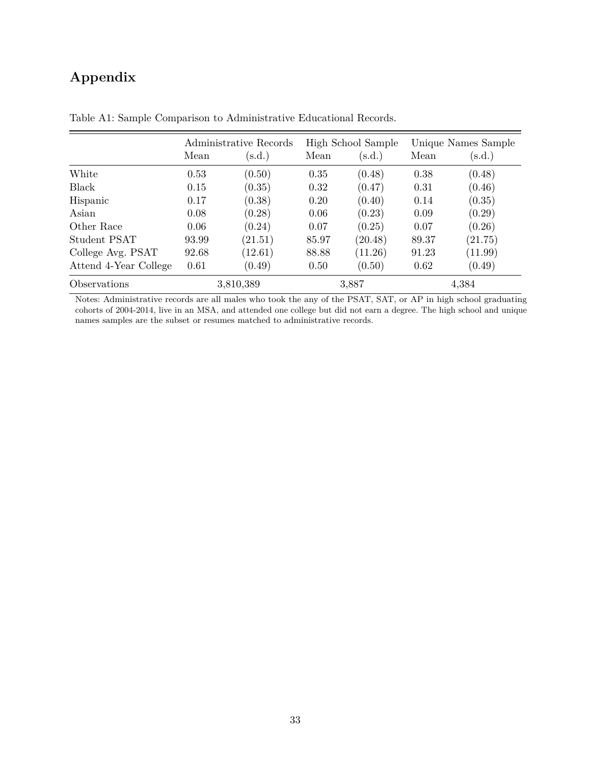# Appendix

Table A1: Sample Comparison to Administrative Educational Records.

| | Administrative Records | | High School Sample | | Unique Names Sample | |
|---|---|---|---|---|---|---|
| | Mean | (s.d.) | Mean | (s.d.) | Mean | (s.d.) |
| White | 0.53 | (0.50) | 0.35 | (0.48) | 0.38 | (0.48) |
| Black | 0.15 | (0.35) | 0.32 | (0.47) | 0.31 | (0.46) |
| Hispanic | 0.17 | (0.38) | 0.20 | (0.40) | 0.14 | (0.35) |
| Asian | 0.08 | (0.28) | 0.06 | (0.23) | 0.09 | (0.29) |
| Other Race | 0.06 | (0.24) | 0.07 | (0.25) | 0.07 | (0.26) |
| Student PSAT | 93.99 | (21.51) | 85.97 | (20.48) | 89.37 | (21.75) |
| College Avg. PSAT | 92.68 | (12.61) | 88.88 | (11.26) | 91.23 | (11.99) |
| Attend 4-Year College | 0.61 | (0.49) | 0.50 | (0.50) | 0.62 | (0.49) |
| Observations | 3,810,389 | | 3,887 | | 4,384 | |

Notes: Administrative records are all males who took the any of the PSAT, SAT, or AP in high school graduating cohorts of 2004-2014, live in an MSA, and attended one college but did not earn a degree. The high school and unique names samples are the subset or resumes matched to administrative records.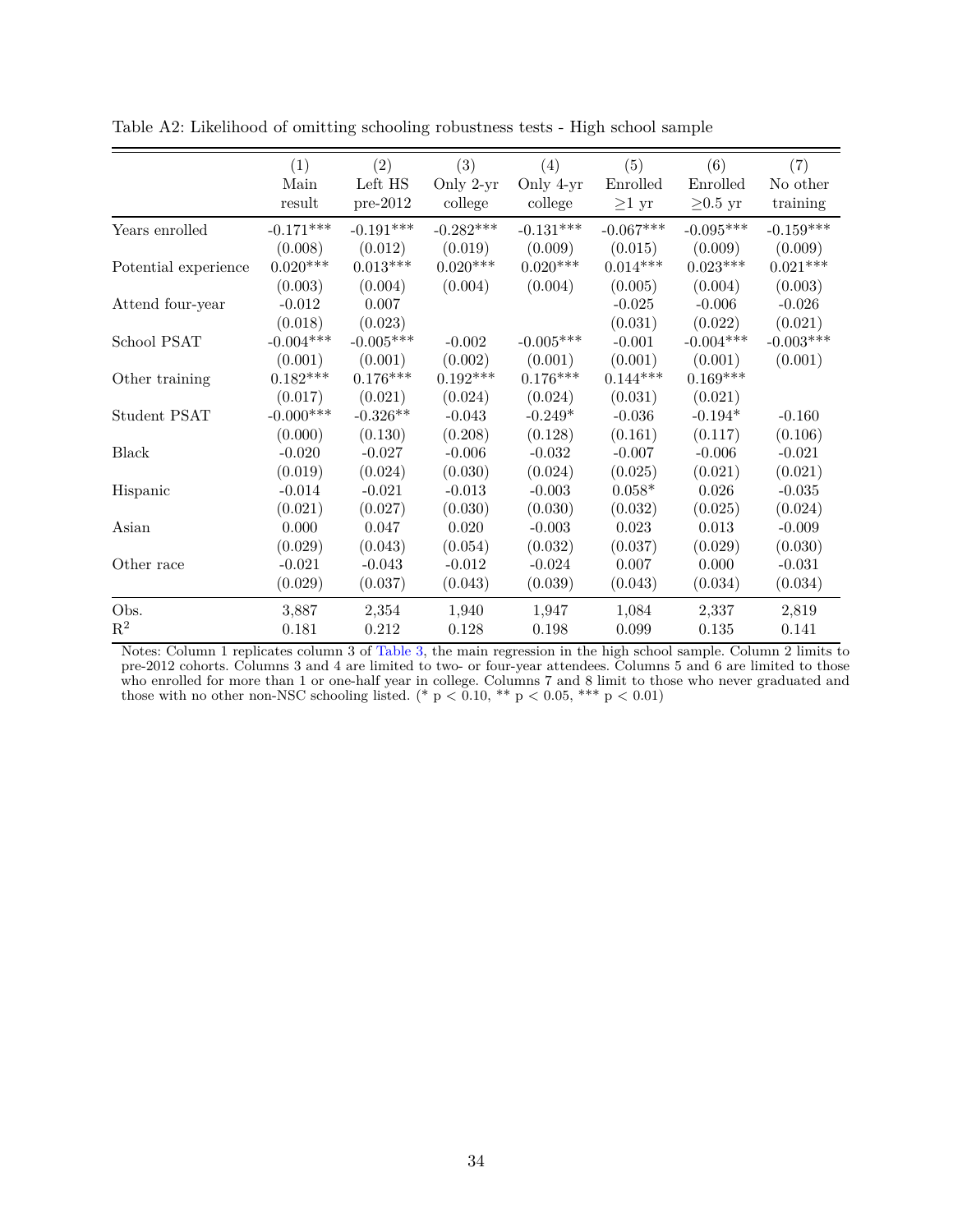Table A2: Likelihood of omitting schooling robustness tests - High school sample

| | (1) Main result | (2) Left HS pre-2012 | (3) Only 2-yr college | (4) Only 4-yr college | (5) Enrolled $\geq$1 yr | (6) Enrolled $\geq$0.5 yr | (7) No other training |
|---|---|---|---|---|---|---|---|
| Years enrolled | -0.171*** | -0.191*** | -0.282*** | -0.131*** | -0.067*** | -0.095*** | -0.159*** |
| | (0.008) | (0.012) | (0.019) | (0.009) | (0.015) | (0.009) | (0.009) |
| Potential experience | 0.020*** | 0.013*** | 0.020*** | 0.020*** | 0.014*** | 0.023*** | 0.021*** |
| | (0.003) | (0.004) | (0.004) | (0.004) | (0.005) | (0.004) | (0.003) |
| Attend four-year | -0.012 | 0.007 | | | -0.025 | -0.006 | -0.026 |
| | (0.018) | (0.023) | | | (0.031) | (0.022) | (0.021) |
| School PSAT | -0.004*** | -0.005*** | -0.002 | -0.005*** | -0.001 | -0.004*** | -0.003*** |
| | (0.001) | (0.001) | (0.002) | (0.001) | (0.001) | (0.001) | (0.001) |
| Other training | 0.182*** | 0.176*** | 0.192*** | 0.176*** | 0.144*** | 0.169*** | |
| | (0.017) | (0.021) | (0.024) | (0.024) | (0.031) | (0.021) | |
| Student PSAT | -0.000*** | -0.326** | -0.043 | -0.249* | -0.036 | -0.194* | -0.160 |
| | (0.000) | (0.130) | (0.208) | (0.128) | (0.161) | (0.117) | (0.106) |
| Black | -0.020 | -0.027 | -0.006 | -0.032 | -0.007 | -0.006 | -0.021 |
| | (0.019) | (0.024) | (0.030) | (0.024) | (0.025) | (0.021) | (0.021) |
| Hispanic | -0.014 | -0.021 | -0.013 | -0.003 | 0.058* | 0.026 | -0.035 |
| | (0.021) | (0.027) | (0.030) | (0.030) | (0.032) | (0.025) | (0.024) |
| Asian | 0.000 | 0.047 | 0.020 | -0.003 | 0.023 | 0.013 | -0.009 |
| | (0.029) | (0.043) | (0.054) | (0.032) | (0.037) | (0.029) | (0.030) |
| Other race | -0.021 | -0.043 | -0.012 | -0.024 | 0.007 | 0.000 | -0.031 |
| | (0.029) | (0.037) | (0.043) | (0.039) | (0.043) | (0.034) | (0.034) |
| Obs. | 3,887 | 2,354 | 1,940 | 1,947 | 1,084 | 2,337 | 2,819 |
| $R^2$ | 0.181 | 0.212 | 0.128 | 0.198 | 0.099 | 0.135 | 0.141 |

Notes: Column 1 replicates column 3 of Table 3, the main regression in the high school sample. Column 2 limits to pre-2012 cohorts. Columns 3 and 4 are limited to two- or four-year attendees. Columns 5 and 6 are limited to those who enrolled for more than 1 or one-half year in college. Columns 7 and 8 limit to those who never graduated and those with no other non-NSC schooling listed. (* $p < 0.10$, ** $p < 0.05$, *** $p < 0.01$)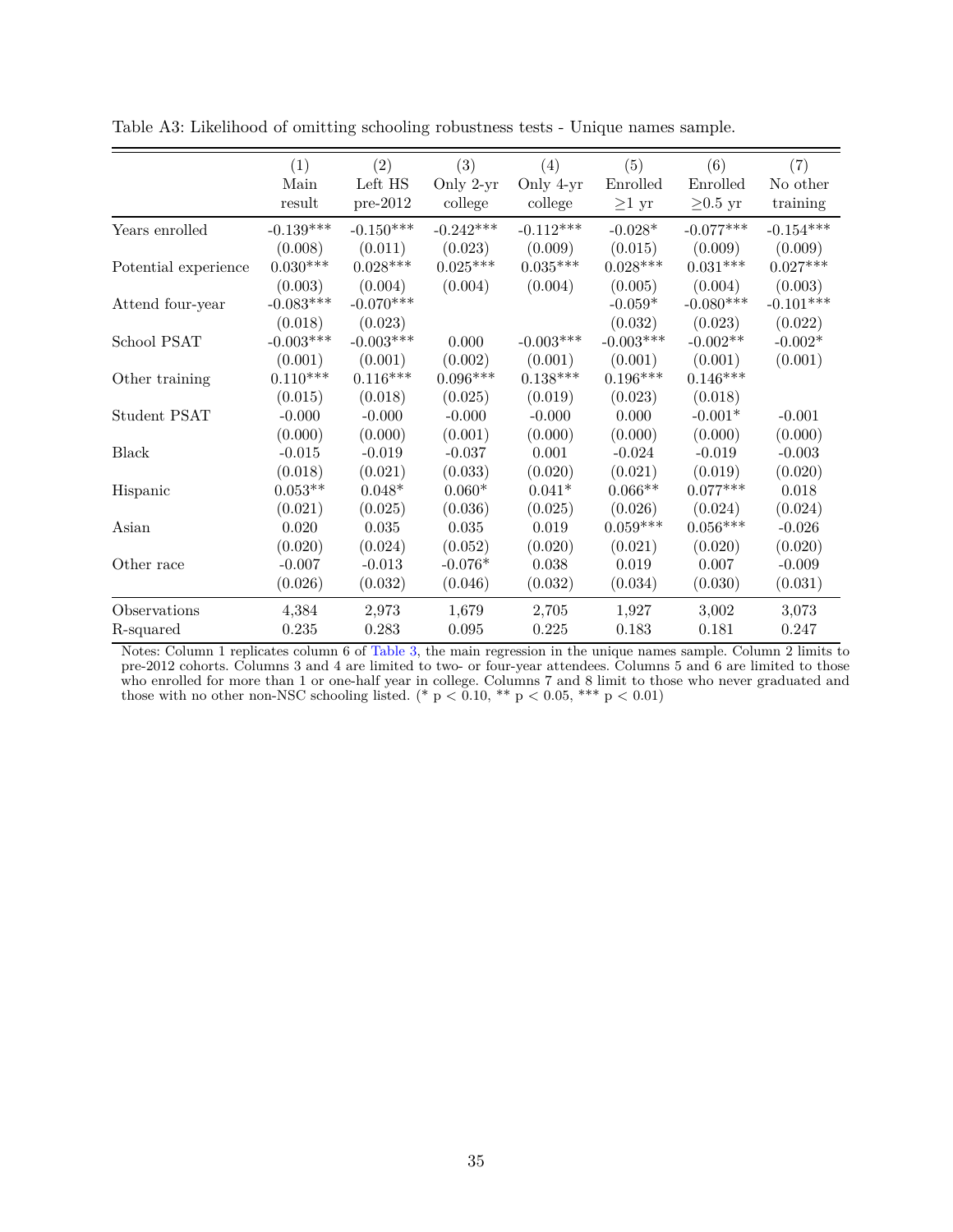Table A3: Likelihood of omitting schooling robustness tests - Unique names sample.

| | (1) Main result | (2) Left HS pre-2012 | (3) Only 2-yr college | (4) Only 4-yr college | (5) Enrolled $\geq$1 yr | (6) Enrolled $\geq$0.5 yr | (7) No other training |
|---|---|---|---|---|---|---|---|
| Years enrolled | -0.139*** | -0.150*** | -0.242*** | -0.112*** | -0.028* | -0.077*** | -0.154*** |
| | (0.008) | (0.011) | (0.023) | (0.009) | (0.015) | (0.009) | (0.009) |
| Potential experience | 0.030*** | 0.028*** | 0.025*** | 0.035*** | 0.028*** | 0.031*** | 0.027*** |
| | (0.003) | (0.004) | (0.004) | (0.004) | (0.005) | (0.004) | (0.003) |
| Attend four-year | -0.083*** | -0.070*** | | | -0.059* | -0.080*** | -0.101*** |
| | (0.018) | (0.023) | | | (0.032) | (0.023) | (0.022) |
| School PSAT | -0.003*** | -0.003*** | 0.000 | -0.003*** | -0.003*** | -0.002** | -0.002* |
| | (0.001) | (0.001) | (0.002) | (0.001) | (0.001) | (0.001) | (0.001) |
| Other training | 0.110*** | 0.116*** | 0.096*** | 0.138*** | 0.196*** | 0.146*** | |
| | (0.015) | (0.018) | (0.025) | (0.019) | (0.023) | (0.018) | |
| Student PSAT | -0.000 | -0.000 | -0.000 | -0.000 | 0.000 | -0.001* | -0.001 |
| | (0.000) | (0.000) | (0.001) | (0.000) | (0.000) | (0.000) | (0.000) |
| Black | -0.015 | -0.019 | -0.037 | 0.001 | -0.024 | -0.019 | -0.003 |
| | (0.018) | (0.021) | (0.033) | (0.020) | (0.021) | (0.019) | (0.020) |
| Hispanic | 0.053** | 0.048* | 0.060* | 0.041* | 0.066** | 0.077*** | 0.018 |
| | (0.021) | (0.025) | (0.036) | (0.025) | (0.026) | (0.024) | (0.024) |
| Asian | 0.020 | 0.035 | 0.035 | 0.019 | 0.059*** | 0.056*** | -0.026 |
| | (0.020) | (0.024) | (0.052) | (0.020) | (0.021) | (0.020) | (0.020) |
| Other race | -0.007 | -0.013 | -0.076* | 0.038 | 0.019 | 0.007 | -0.009 |
| | (0.026) | (0.032) | (0.046) | (0.032) | (0.034) | (0.030) | (0.031) |
| Observations | 4,384 | 2,973 | 1,679 | 2,705 | 1,927 | 3,002 | 3,073 |
| R-squared | 0.235 | 0.283 | 0.095 | 0.225 | 0.183 | 0.181 | 0.247 |

Notes: Column 1 replicates column 6 of Table 3, the main regression in the unique names sample. Column 2 limits to pre-2012 cohorts. Columns 3 and 4 are limited to two- or four-year attendees. Columns 5 and 6 are limited to those who enrolled for more than 1 or one-half year in college. Columns 7 and 8 limit to those who never graduated and those with no other non-NSC schooling listed. (* $p < 0.10$, ** $p < 0.05$, *** $p < 0.01$)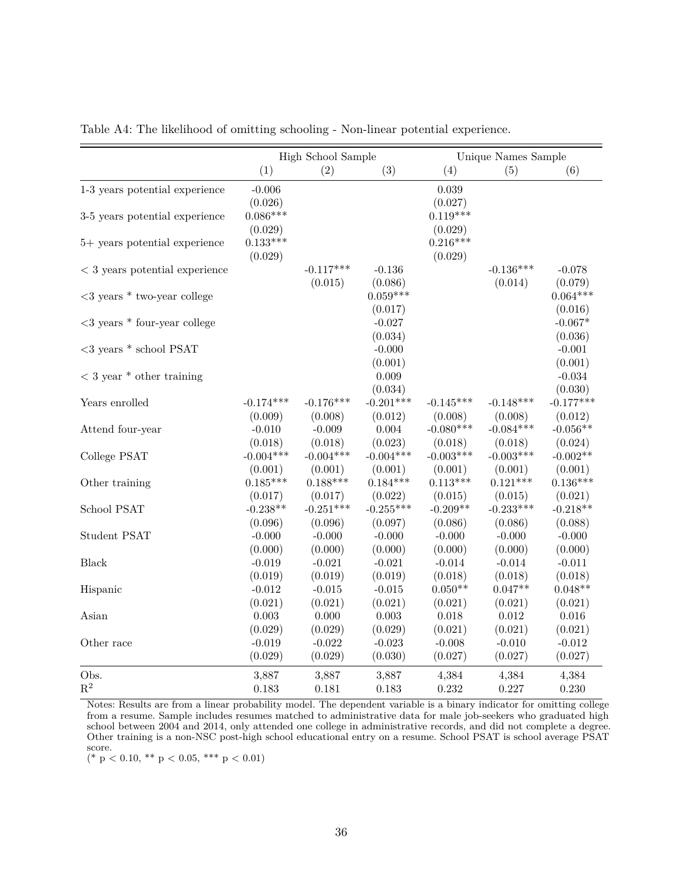Table A4: The likelihood of omitting schooling - Non-linear potential experience.

| | High School Sample | | | Unique Names Sample | | |
|---|---|---|---|---|---|---|
| | (1) | (2) | (3) | (4) | (5) | (6) |
| 1-3 years potential experience | -0.006 | | | 0.039 | | |
| | (0.026) | | | (0.027) | | |
| 3-5 years potential experience | 0.086*** | | | 0.119*** | | |
| | (0.029) | | | (0.029) | | |
| 5+ years potential experience | 0.133*** | | | 0.216*** | | |
| | (0.029) | | | (0.029) | | |
| < 3 years potential experience | | -0.117*** | -0.136 | | -0.136*** | -0.078 |
| | | (0.015) | (0.086) | | (0.014) | (0.079) |
| <3 years * two-year college | | | 0.059*** | | | 0.064*** |
| | | | (0.017) | | | (0.016) |
| <3 years * four-year college | | | -0.027 | | | -0.067* |
| | | | (0.034) | | | (0.036) |
| <3 years * school PSAT | | | -0.000 | | | -0.001 |
| | | | (0.001) | | | (0.001) |
| < 3 year * other training | | | 0.009 | | | -0.034 |
| | | | (0.034) | | | (0.030) |
| Years enrolled | -0.174*** | -0.176*** | -0.201*** | -0.145*** | -0.148*** | -0.177*** |
| | (0.009) | (0.008) | (0.012) | (0.008) | (0.008) | (0.012) |
| Attend four-year | -0.010 | -0.009 | 0.004 | -0.080*** | -0.084*** | -0.056** |
| | (0.018) | (0.018) | (0.023) | (0.018) | (0.018) | (0.024) |
| College PSAT | -0.004*** | -0.004*** | -0.004*** | -0.003*** | -0.003*** | -0.002** |
| | (0.001) | (0.001) | (0.001) | (0.001) | (0.001) | (0.001) |
| Other training | 0.185*** | 0.188*** | 0.184*** | 0.113*** | 0.121*** | 0.136*** |
| | (0.017) | (0.017) | (0.022) | (0.015) | (0.015) | (0.021) |
| School PSAT | -0.238** | -0.251*** | -0.255*** | -0.209** | -0.233*** | -0.218** |
| | (0.096) | (0.096) | (0.097) | (0.086) | (0.086) | (0.088) |
| Student PSAT | -0.000 | -0.000 | -0.000 | -0.000 | -0.000 | -0.000 |
| | (0.000) | (0.000) | (0.000) | (0.000) | (0.000) | (0.000) |
| Black | -0.019 | -0.021 | -0.021 | -0.014 | -0.014 | -0.011 |
| | (0.019) | (0.019) | (0.019) | (0.018) | (0.018) | (0.018) |
| Hispanic | -0.012 | -0.015 | -0.015 | 0.050** | 0.047** | 0.048** |
| | (0.021) | (0.021) | (0.021) | (0.021) | (0.021) | (0.021) |
| Asian | 0.003 | 0.000 | 0.003 | 0.018 | 0.012 | 0.016 |
| | (0.029) | (0.029) | (0.029) | (0.021) | (0.021) | (0.021) |
| Other race | -0.019 | -0.022 | -0.023 | -0.008 | -0.010 | -0.012 |
| | (0.029) | (0.029) | (0.030) | (0.027) | (0.027) | (0.027) |
| Obs. | 3,887 | 3,887 | 3,887 | 4,384 | 4,384 | 4,384 |
| $R^2$ | 0.183 | 0.181 | 0.183 | 0.232 | 0.227 | 0.230 |

Notes: Results are from a linear probability model. The dependent variable is a binary indicator for omitting college from a resume. Sample includes resumes matched to administrative data for male job-seekers who graduated high school between 2004 and 2014, only attended one college in administrative records, and did not complete a degree. Other training is a non-NSC post-high school educational entry on a resume. School PSAT is school average PSAT score.

(* $p < 0.10$, ** $p < 0.05$, *** $p < 0.01$)